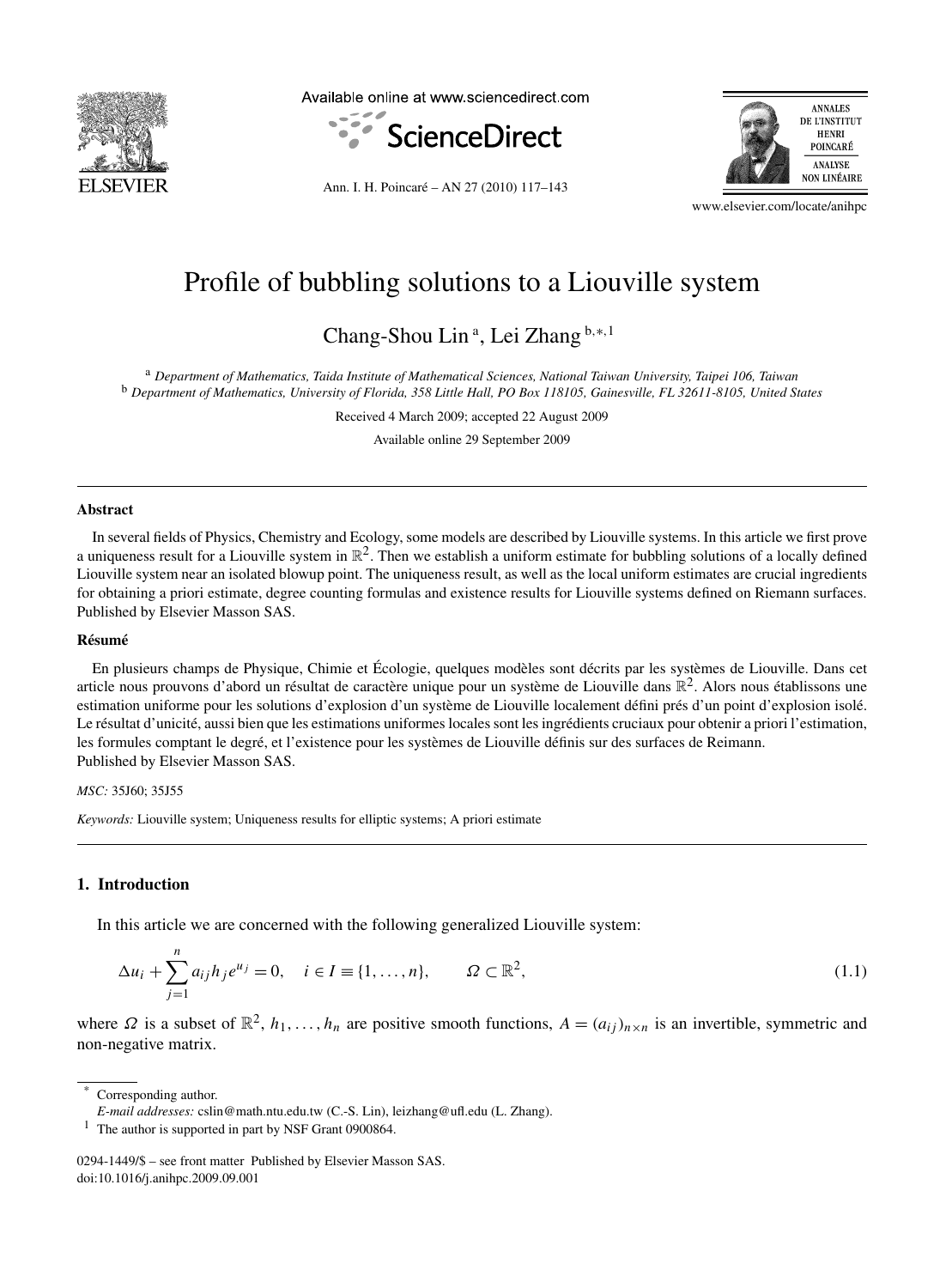# Profile of bubbling solutions to a Liouville system

Chang-Shou Lin [a], Lei Zhang [b,*,1]

[a] *Department of Mathematics, Taida Institute of Mathematical Sciences, National Taiwan University, Taipei 106, Taiwan*
[b] *Department of Mathematics, University of Florida, 358 Little Hall, PO Box 118105, Gainesville, FL 32611-8105, United States*

Received 4 March 2009; accepted 22 August 2009

Available online 29 September 2009

---

### Abstract

In several fields of Physics, Chemistry and Ecology, some models are described by Liouville systems. In this article we first prove a uniqueness result for a Liouville system in $\mathbb{R}^2$. Then we establish a uniform estimate for bubbling solutions of a locally defined Liouville system near an isolated blowup point. The uniqueness result, as well as the local uniform estimates are crucial ingredients for obtaining a priori estimate, degree counting formulas and existence results for Liouville systems defined on Riemann surfaces.
Published by Elsevier Masson SAS.

### Résumé

En plusieurs champs de Physique, Chimie et Écologie, quelques modèles sont décrits par les systèmes de Liouville. Dans cet article nous prouvons d'abord un résultat de caractère unique pour un système de Liouville dans $\mathbb{R}^2$. Alors nous établissons une estimation uniforme pour les solutions d'explosion d'un système de Liouville localement défini prés d'un point d'explosion isolé. Le résultat d'unicité, aussi bien que les estimations uniformes locales sont les ingrédients cruciaux pour obtenir a priori l'estimation, les formules comptant le degré, et l'existence pour les systèmes de Liouville définis sur des surfaces de Reimann.
Published by Elsevier Masson SAS.

*MSC:* 35J60; 35J55

*Keywords:* Liouville system; Uniqueness results for elliptic systems; A priori estimate

---

## 1. Introduction

In this article we are concerned with the following generalized Liouville system:

$$\Delta u_i + \sum_{j=1}^{n} a_{ij} h_j e^{u_j} = 0, \quad i \in I \equiv \{1, \dots, n\}, \qquad \Omega \subset \mathbb{R}^2, \tag{1.1}$$

where $\Omega$ is a subset of $\mathbb{R}^2$, $h_1, \dots, h_n$ are positive smooth functions, $A = (a_{ij})_{n\times n}$ is an invertible, symmetric and non-negative matrix.

---

* Corresponding author.
*E-mail addresses:* cslin@math.ntu.edu.tw (C.-S. Lin), leizhang@ufl.edu (L. Zhang).
[1] The author is supported in part by NSF Grant 0900864.

0294-1449/$ – see front matter Published by Elsevier Masson SAS.
doi:10.1016/j.anihpc.2009.09.001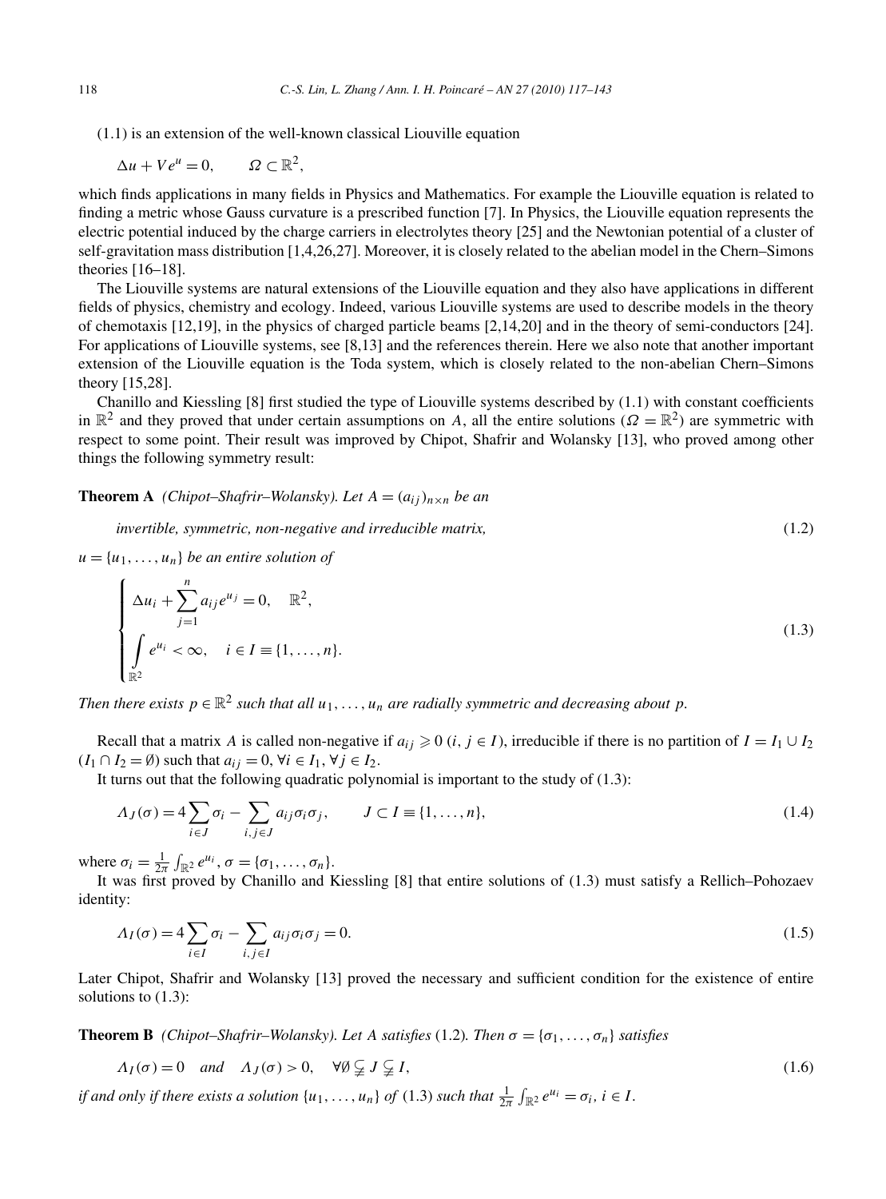(1.1) is an extension of the well-known classical Liouville equation

$$\Delta u + V e^u = 0, \qquad \Omega \subset \mathbb{R}^2,$$

which finds applications in many fields in Physics and Mathematics. For example the Liouville equation is related to finding a metric whose Gauss curvature is a prescribed function [7]. In Physics, the Liouville equation represents the electric potential induced by the charge carriers in electrolytes theory [25] and the Newtonian potential of a cluster of self-gravitation mass distribution [1,4,26,27]. Moreover, it is closely related to the abelian model in the Chern–Simons theories [16–18].

The Liouville systems are natural extensions of the Liouville equation and they also have applications in different fields of physics, chemistry and ecology. Indeed, various Liouville systems are used to describe models in the theory of chemotaxis [12,19], in the physics of charged particle beams [2,14,20] and in the theory of semi-conductors [24]. For applications of Liouville systems, see [8,13] and the references therein. Here we also note that another important extension of the Liouville equation is the Toda system, which is closely related to the non-abelian Chern–Simons theory [15,28].

Chanillo and Kiessling [8] first studied the type of Liouville systems described by (1.1) with constant coefficients in $\mathbb{R}^2$ and they proved that under certain assumptions on $A$, all the entire solutions ($\Omega = \mathbb{R}^2$) are symmetric with respect to some point. Their result was improved by Chipot, Shafrir and Wolansky [13], who proved among other things the following symmetry result:

**Theorem A** *(Chipot–Shafrir–Wolansky). Let $A = (a_{ij})_{n\times n}$ be an*

*invertible, symmetric, non-negative and irreducible matrix,* (1.2)

*$u = \{u_1, \ldots, u_n\}$ be an entire solution of*

$$\begin{cases} \Delta u_i + \displaystyle\sum_{j=1}^{n} a_{ij} e^{u_j} = 0, \quad \mathbb{R}^2, \\ \displaystyle\int_{\mathbb{R}^2} e^{u_i} < \infty, \quad i \in I \equiv \{1, \ldots, n\}. \end{cases} \tag{1.3}$$

*Then there exists $p \in \mathbb{R}^2$ such that all $u_1, \ldots, u_n$ are radially symmetric and decreasing about $p$.*

Recall that a matrix $A$ is called non-negative if $a_{ij} \geqslant 0$ ($i, j \in I$), irreducible if there is no partition of $I = I_1 \cup I_2$ ($I_1 \cap I_2 = \emptyset$) such that $a_{ij} = 0$, $\forall i \in I_1$, $\forall j \in I_2$.

It turns out that the following quadratic polynomial is important to the study of (1.3):

$$\Lambda_J(\sigma) = 4\sum_{i\in J} \sigma_i - \sum_{i,j\in J} a_{ij}\sigma_i\sigma_j, \qquad J \subset I \equiv \{1, \ldots, n\}, \tag{1.4}$$

where $\sigma_i = \frac{1}{2\pi}\int_{\mathbb{R}^2} e^{u_i}$, $\sigma = \{\sigma_1, \ldots, \sigma_n\}$.

It was first proved by Chanillo and Kiessling [8] that entire solutions of (1.3) must satisfy a Rellich–Pohozaev identity:

$$\Lambda_I(\sigma) = 4\sum_{i\in I} \sigma_i - \sum_{i,j\in I} a_{ij}\sigma_i\sigma_j = 0. \tag{1.5}$$

Later Chipot, Shafrir and Wolansky [13] proved the necessary and sufficient condition for the existence of entire solutions to (1.3):

**Theorem B** *(Chipot–Shafrir–Wolansky). Let $A$ satisfies* (1.2)*. Then $\sigma = \{\sigma_1, \ldots, \sigma_n\}$ satisfies*

$$\Lambda_I(\sigma) = 0 \quad \text{and} \quad \Lambda_J(\sigma) > 0, \quad \forall \emptyset \subsetneq J \subsetneq I, \tag{1.6}$$

*if and only if there exists a solution $\{u_1, \ldots, u_n\}$ of* (1.3) *such that $\frac{1}{2\pi}\int_{\mathbb{R}^2} e^{u_i} = \sigma_i$, $i \in I$.*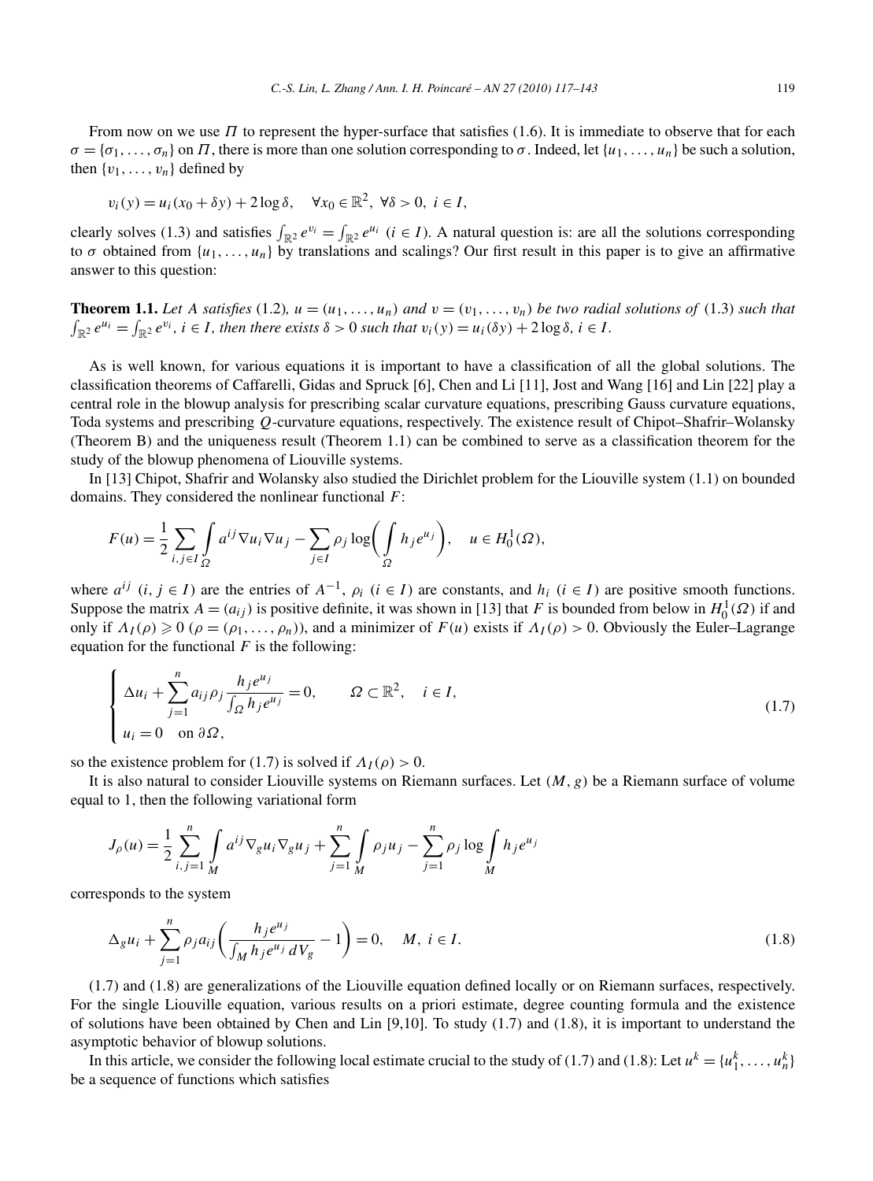From now on we use $\Pi$ to represent the hyper-surface that satisfies (1.6). It is immediate to observe that for each $\sigma = \{\sigma_1, \dots, \sigma_n\}$ on $\Pi$, there is more than one solution corresponding to $\sigma$. Indeed, let $\{u_1, \dots, u_n\}$ be such a solution, then $\{v_1, \dots, v_n\}$ defined by

$$v_i(y) = u_i(x_0 + \delta y) + 2\log\delta, \quad \forall x_0 \in \mathbb{R}^2,\ \forall \delta > 0,\ i \in I,$$

clearly solves (1.3) and satisfies $\int_{\mathbb{R}^2} e^{v_i} = \int_{\mathbb{R}^2} e^{u_i}$ $(i \in I)$. A natural question is: are all the solutions corresponding to $\sigma$ obtained from $\{u_1, \dots, u_n\}$ by translations and scalings? Our first result in this paper is to give an affirmative answer to this question:

**Theorem 1.1.** *Let $A$ satisfies* (1.2)*, $u = (u_1, \dots, u_n)$ and $v = (v_1, \dots, v_n)$ be two radial solutions of* (1.3) *such that $\int_{\mathbb{R}^2} e^{u_i} = \int_{\mathbb{R}^2} e^{v_i}$, $i \in I$, then there exists $\delta > 0$ such that $v_i(y) = u_i(\delta y) + 2\log\delta$, $i \in I$.*

As is well known, for various equations it is important to have a classification of all the global solutions. The classification theorems of Caffarelli, Gidas and Spruck [6], Chen and Li [11], Jost and Wang [16] and Lin [22] play a central role in the blowup analysis for prescribing scalar curvature equations, prescribing Gauss curvature equations, Toda systems and prescribing $Q$-curvature equations, respectively. The existence result of Chipot–Shafrir–Wolansky (Theorem B) and the uniqueness result (Theorem 1.1) can be combined to serve as a classification theorem for the study of the blowup phenomena of Liouville systems.

In [13] Chipot, Shafrir and Wolansky also studied the Dirichlet problem for the Liouville system (1.1) on bounded domains. They considered the nonlinear functional $F$:

$$F(u) = \frac{1}{2}\sum_{i,j\in I}\int_{\Omega} a^{ij}\nabla u_i \nabla u_j - \sum_{j\in I}\rho_j \log\left(\int_{\Omega} h_j e^{u_j}\right), \quad u \in H_0^1(\Omega),$$

where $a^{ij}$ $(i,j \in I)$ are the entries of $A^{-1}$, $\rho_i$ $(i \in I)$ are constants, and $h_i$ $(i \in I)$ are positive smooth functions. Suppose the matrix $A = (a_{ij})$ is positive definite, it was shown in [13] that $F$ is bounded from below in $H_0^1(\Omega)$ if and only if $\Lambda_I(\rho) \geqslant 0$ $(\rho = (\rho_1, \dots, \rho_n))$, and a minimizer of $F(u)$ exists if $\Lambda_I(\rho) > 0$. Obviously the Euler–Lagrange equation for the functional $F$ is the following:

$$\begin{cases} \Delta u_i + \displaystyle\sum_{j=1}^{n} a_{ij}\rho_j \frac{h_j e^{u_j}}{\int_{\Omega} h_j e^{u_j}} = 0, & \Omega \subset \mathbb{R}^2, \quad i \in I, \\ u_i = 0 \quad \text{on } \partial\Omega, \end{cases} \tag{1.7}$$

so the existence problem for (1.7) is solved if $\Lambda_I(\rho) > 0$.

It is also natural to consider Liouville systems on Riemann surfaces. Let $(M, g)$ be a Riemann surface of volume equal to 1, then the following variational form

$$J_\rho(u) = \frac{1}{2}\sum_{i,j=1}^{n}\int_M a^{ij}\nabla_g u_i \nabla_g u_j + \sum_{j=1}^{n}\int_M \rho_j u_j - \sum_{j=1}^{n}\rho_j \log\int_M h_j e^{u_j}$$

corresponds to the system

$$\Delta_g u_i + \sum_{j=1}^{n}\rho_j a_{ij}\left(\frac{h_j e^{u_j}}{\int_M h_j e^{u_j}\, dV_g} - 1\right) = 0, \quad M,\ i \in I. \tag{1.8}$$

(1.7) and (1.8) are generalizations of the Liouville equation defined locally or on Riemann surfaces, respectively. For the single Liouville equation, various results on a priori estimate, degree counting formula and the existence of solutions have been obtained by Chen and Lin [9,10]. To study (1.7) and (1.8), it is important to understand the asymptotic behavior of blowup solutions.

In this article, we consider the following local estimate crucial to the study of (1.7) and (1.8): Let $u^k = \{u_1^k, \dots, u_n^k\}$ be a sequence of functions which satisfies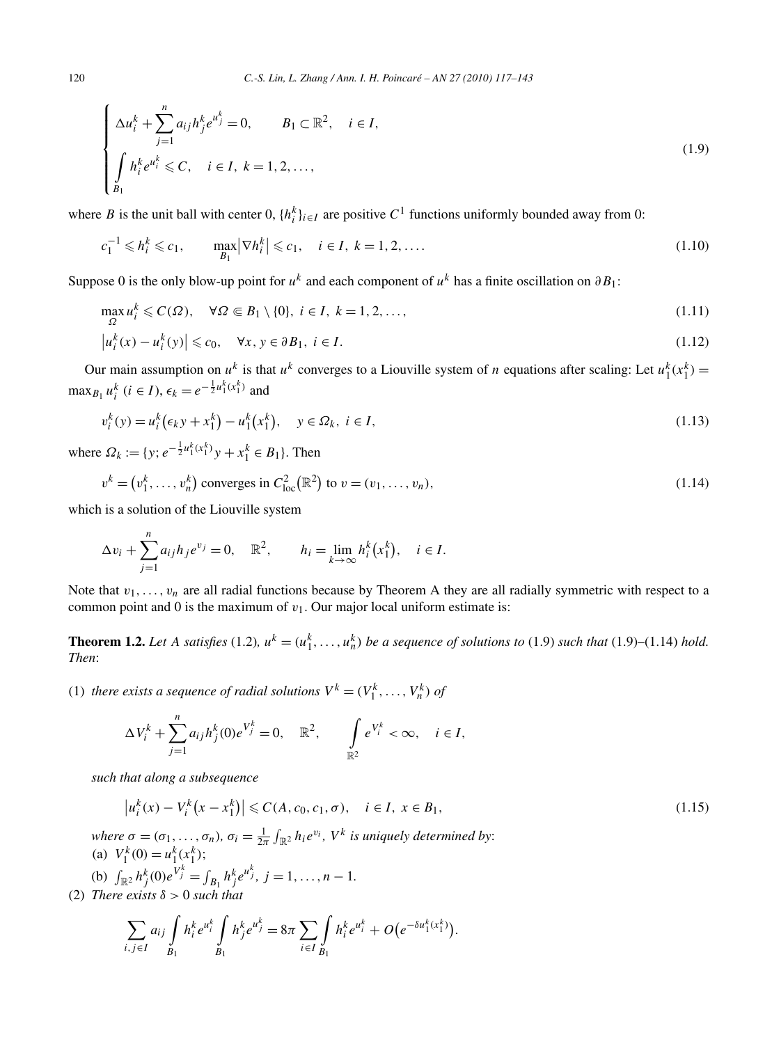$$
\begin{cases}
\Delta u_i^k + \sum_{j=1}^n a_{ij} h_j^k e^{u_j^k} = 0, & B_1 \subset \mathbb{R}^2, \quad i \in I, \\
\int_{B_1} h_i^k e^{u_i^k} \leqslant C, & i \in I, \ k = 1, 2, \ldots,
\end{cases}
\tag{1.9}
$$

where $B$ is the unit ball with center 0, $\{h_i^k\}_{i \in I}$ are positive $C^1$ functions uniformly bounded away from 0:

$$
c_1^{-1} \leqslant h_i^k \leqslant c_1, \qquad \max_{B_1} \left| \nabla h_i^k \right| \leqslant c_1, \quad i \in I, \ k = 1, 2, \ldots. \tag{1.10}
$$

Suppose 0 is the only blow-up point for $u^k$ and each component of $u^k$ has a finite oscillation on $\partial B_1$:

$$
\max_{\Omega} u_i^k \leqslant C(\Omega), \quad \forall \Omega \Subset B_1 \setminus \{0\}, \ i \in I, \ k = 1, 2, \ldots, \tag{1.11}
$$

$$
\left| u_i^k(x) - u_i^k(y) \right| \leqslant c_0, \quad \forall x, y \in \partial B_1, \ i \in I. \tag{1.12}
$$

Our main assumption on $u^k$ is that $u^k$ converges to a Liouville system of $n$ equations after scaling: Let $u_1^k(x_1^k) = \max_{B_1} u_i^k$ $(i \in I)$, $\epsilon_k = e^{-\frac{1}{2} u_1^k(x_1^k)}$ and

$$
v_i^k(y) = u_i^k\left(\epsilon_k y + x_1^k\right) - u_1^k\left(x_1^k\right), \quad y \in \Omega_k, \ i \in I, \tag{1.13}
$$

where $\Omega_k := \{y; e^{-\frac{1}{2} u_1^k(x_1^k)} y + x_1^k \in B_1\}$. Then

$$
v^k = \left(v_1^k, \ldots, v_n^k\right) \text{ converges in } C^2_{\mathrm{loc}}\left(\mathbb{R}^2\right) \text{ to } v = (v_1, \ldots, v_n), \tag{1.14}
$$

which is a solution of the Liouville system

$$
\Delta v_i + \sum_{j=1}^n a_{ij} h_j e^{v_j} = 0, \quad \mathbb{R}^2, \qquad h_i = \lim_{k \to \infty} h_i^k\left(x_1^k\right), \quad i \in I.
$$

Note that $v_1, \ldots, v_n$ are all radial functions because by Theorem A they are all radially symmetric with respect to a common point and 0 is the maximum of $v_1$. Our major local uniform estimate is:

**Theorem 1.2.** *Let $A$ satisfies* (1.2)*, $u^k = (u_1^k, \ldots, u_n^k)$ be a sequence of solutions to* (1.9) *such that* (1.9)–(1.14) *hold. Then*:

(1) *there exists a sequence of radial solutions $V^k = (V_1^k, \ldots, V_n^k)$ of*

$$
\Delta V_i^k + \sum_{j=1}^n a_{ij} h_j^k(0) e^{V_j^k} = 0, \quad \mathbb{R}^2, \qquad \int_{\mathbb{R}^2} e^{V_i^k} < \infty, \quad i \in I,
$$

*such that along a subsequence*

$$
\left| u_i^k(x) - V_i^k\left(x - x_1^k\right) \right| \leqslant C(A, c_0, c_1, \sigma), \quad i \in I, \ x \in B_1, \tag{1.15}
$$

*where $\sigma = (\sigma_1, \ldots, \sigma_n)$, $\sigma_i = \frac{1}{2\pi} \int_{\mathbb{R}^2} h_i e^{v_i}$, $V^k$ is uniquely determined by*:

(a) $V_1^k(0) = u_1^k(x_1^k)$;

(b) $\int_{\mathbb{R}^2} h_j^k(0) e^{V_j^k} = \int_{B_1} h_j^k e^{u_j^k}$, $j = 1, \ldots, n-1$.

(2) *There exists $\delta > 0$ such that*

$$
\sum_{i,j \in I} a_{ij} \int_{B_1} h_i^k e^{u_i^k} \int_{B_1} h_j^k e^{u_j^k} = 8\pi \sum_{i \in I} \int_{B_1} h_i^k e^{u_i^k} + O\left(e^{-\delta u_1^k(x_1^k)}\right).
$$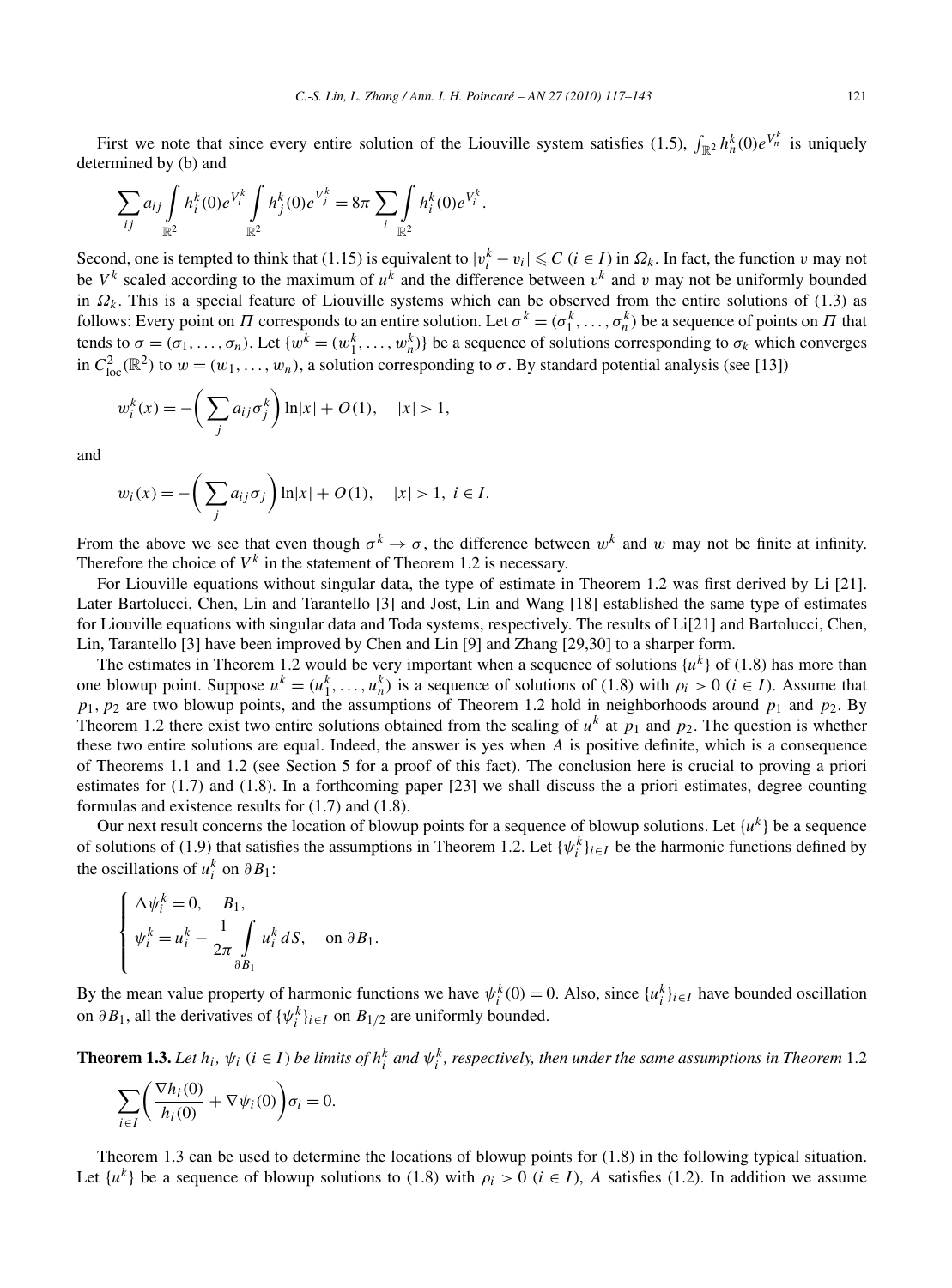First we note that since every entire solution of the Liouville system satisfies (1.5), $\int_{\mathbb{R}^2} h_n^k(0)e^{V_n^k}$ is uniquely determined by (b) and

$$\sum_{ij} a_{ij} \int_{\mathbb{R}^2} h_i^k(0)e^{V_i^k} \int_{\mathbb{R}^2} h_j^k(0)e^{V_j^k} = 8\pi \sum_i \int_{\mathbb{R}^2} h_i^k(0)e^{V_i^k}.$$

Second, one is tempted to think that (1.15) is equivalent to $|v_i^k - v_i| \leqslant C$ $(i \in I)$ in $\Omega_k$. In fact, the function $v$ may not be $V^k$ scaled according to the maximum of $u^k$ and the difference between $v^k$ and $v$ may not be uniformly bounded in $\Omega_k$. This is a special feature of Liouville systems which can be observed from the entire solutions of (1.3) as follows: Every point on $\Pi$ corresponds to an entire solution. Let $\sigma^k = (\sigma_1^k, \dots, \sigma_n^k)$ be a sequence of points on $\Pi$ that tends to $\sigma = (\sigma_1, \dots, \sigma_n)$. Let $\{w^k = (w_1^k, \dots, w_n^k)\}$ be a sequence of solutions corresponding to $\sigma_k$ which converges in $C^2_{\mathrm{loc}}(\mathbb{R}^2)$ to $w = (w_1, \dots, w_n)$, a solution corresponding to $\sigma$. By standard potential analysis (see [13])

$$w_i^k(x) = -\left(\sum_j a_{ij}\sigma_j^k\right)\ln|x| + O(1), \quad |x| > 1,$$

and

$$w_i(x) = -\left(\sum_j a_{ij}\sigma_j\right)\ln|x| + O(1), \quad |x| > 1, \ i \in I.$$

From the above we see that even though $\sigma^k \to \sigma$, the difference between $w^k$ and $w$ may not be finite at infinity. Therefore the choice of $V^k$ in the statement of Theorem 1.2 is necessary.

For Liouville equations without singular data, the type of estimate in Theorem 1.2 was first derived by Li [21]. Later Bartolucci, Chen, Lin and Tarantello [3] and Jost, Lin and Wang [18] established the same type of estimates for Liouville equations with singular data and Toda systems, respectively. The results of Li[21] and Bartolucci, Chen, Lin, Tarantello [3] have been improved by Chen and Lin [9] and Zhang [29,30] to a sharper form.

The estimates in Theorem 1.2 would be very important when a sequence of solutions $\{u^k\}$ of (1.8) has more than one blowup point. Suppose $u^k = (u_1^k, \dots, u_n^k)$ is a sequence of solutions of (1.8) with $\rho_i > 0$ $(i \in I)$. Assume that $p_1, p_2$ are two blowup points, and the assumptions of Theorem 1.2 hold in neighborhoods around $p_1$ and $p_2$. By Theorem 1.2 there exist two entire solutions obtained from the scaling of $u^k$ at $p_1$ and $p_2$. The question is whether these two entire solutions are equal. Indeed, the answer is yes when $A$ is positive definite, which is a consequence of Theorems 1.1 and 1.2 (see Section 5 for a proof of this fact). The conclusion here is crucial to proving a priori estimates for (1.7) and (1.8). In a forthcoming paper [23] we shall discuss the a priori estimates, degree counting formulas and existence results for (1.7) and (1.8).

Our next result concerns the location of blowup points for a sequence of blowup solutions. Let $\{u^k\}$ be a sequence of solutions of (1.9) that satisfies the assumptions in Theorem 1.2. Let $\{\psi_i^k\}_{i\in I}$ be the harmonic functions defined by the oscillations of $u_i^k$ on $\partial B_1$:

$$\begin{cases} \Delta \psi_i^k = 0, & B_1, \\ \psi_i^k = u_i^k - \dfrac{1}{2\pi} \displaystyle\int_{\partial B_1} u_i^k \, dS, & \text{on } \partial B_1. \end{cases}$$

By the mean value property of harmonic functions we have $\psi_i^k(0) = 0$. Also, since $\{u_i^k\}_{i\in I}$ have bounded oscillation on $\partial B_1$, all the derivatives of $\{\psi_i^k\}_{i\in I}$ on $B_{1/2}$ are uniformly bounded.

**Theorem 1.3.** *Let $h_i$, $\psi_i$ $(i \in I)$ be limits of $h_i^k$ and $\psi_i^k$, respectively, then under the same assumptions in Theorem* 1.2

$$\sum_{i\in I} \left(\frac{\nabla h_i(0)}{h_i(0)} + \nabla \psi_i(0)\right)\sigma_i = 0.$$

Theorem 1.3 can be used to determine the locations of blowup points for (1.8) in the following typical situation. Let $\{u^k\}$ be a sequence of blowup solutions to (1.8) with $\rho_i > 0$ $(i \in I)$, $A$ satisfies (1.2). In addition we assume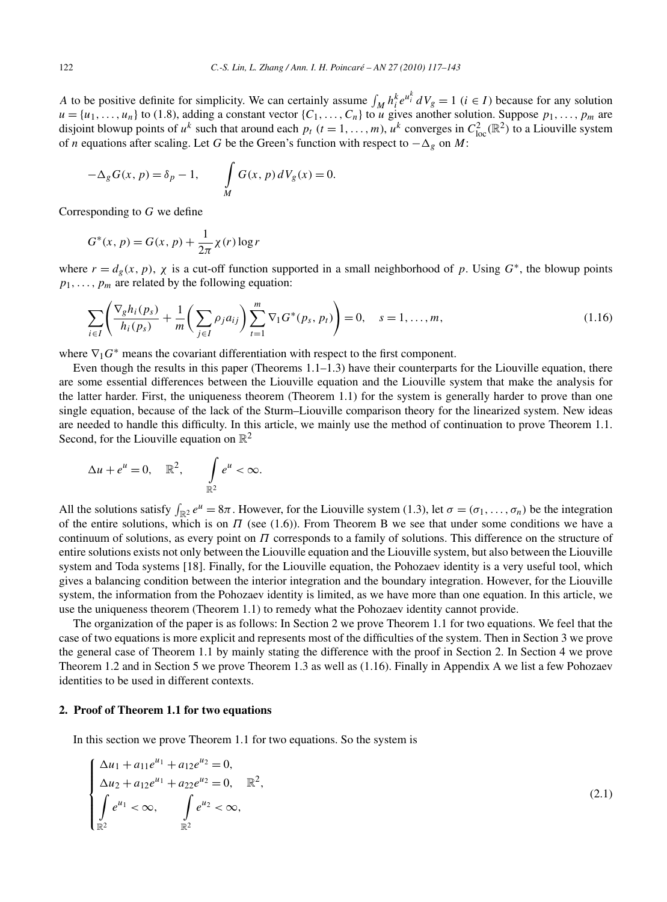$A$ to be positive definite for simplicity. We can certainly assume $\int_M h_i^k e^{u_i^k}\,dV_g = 1$ ($i \in I$) because for any solution $u = \{u_1, \dots, u_n\}$ to (1.8), adding a constant vector $\{C_1, \dots, C_n\}$ to $u$ gives another solution. Suppose $p_1, \dots, p_m$ are disjoint blowup points of $u^k$ such that around each $p_t$ ($t = 1, \dots, m$), $u^k$ converges in $C^2_{\mathrm{loc}}(\mathbb{R}^2)$ to a Liouville system of $n$ equations after scaling. Let $G$ be the Green's function with respect to $-\Delta_g$ on $M$:

$$-\Delta_g G(x,p) = \delta_p - 1, \qquad \int_M G(x,p)\,dV_g(x) = 0.$$

Corresponding to $G$ we define

$$G^*(x,p) = G(x,p) + \frac{1}{2\pi}\chi(r)\log r$$

where $r = d_g(x,p)$, $\chi$ is a cut-off function supported in a small neighborhood of $p$. Using $G^*$, the blowup points $p_1, \dots, p_m$ are related by the following equation:

$$\sum_{i\in I}\left(\frac{\nabla_g h_i(p_s)}{h_i(p_s)} + \frac{1}{m}\left(\sum_{j\in I}\rho_j a_{ij}\right)\sum_{t=1}^{m}\nabla_1 G^*(p_s,p_t)\right) = 0, \quad s = 1, \dots, m, \tag{1.16}$$

where $\nabla_1 G^*$ means the covariant differentiation with respect to the first component.

Even though the results in this paper (Theorems 1.1–1.3) have their counterparts for the Liouville equation, there are some essential differences between the Liouville equation and the Liouville system that make the analysis for the latter harder. First, the uniqueness theorem (Theorem 1.1) for the system is generally harder to prove than one single equation, because of the lack of the Sturm–Liouville comparison theory for the linearized system. New ideas are needed to handle this difficulty. In this article, we mainly use the method of continuation to prove Theorem 1.1. Second, for the Liouville equation on $\mathbb{R}^2$

$$\Delta u + e^u = 0, \quad \mathbb{R}^2, \qquad \int_{\mathbb{R}^2} e^u < \infty.$$

All the solutions satisfy $\int_{\mathbb{R}^2} e^u = 8\pi$. However, for the Liouville system (1.3), let $\sigma = (\sigma_1, \dots, \sigma_n)$ be the integration of the entire solutions, which is on $\Pi$ (see (1.6)). From Theorem B we see that under some conditions we have a continuum of solutions, as every point on $\Pi$ corresponds to a family of solutions. This difference on the structure of entire solutions exists not only between the Liouville equation and the Liouville system, but also between the Liouville system and Toda systems [18]. Finally, for the Liouville equation, the Pohozaev identity is a very useful tool, which gives a balancing condition between the interior integration and the boundary integration. However, for the Liouville system, the information from the Pohozaev identity is limited, as we have more than one equation. In this article, we use the uniqueness theorem (Theorem 1.1) to remedy what the Pohozaev identity cannot provide.

The organization of the paper is as follows: In Section 2 we prove Theorem 1.1 for two equations. We feel that the case of two equations is more explicit and represents most of the difficulties of the system. Then in Section 3 we prove the general case of Theorem 1.1 by mainly stating the difference with the proof in Section 2. In Section 4 we prove Theorem 1.2 and in Section 5 we prove Theorem 1.3 as well as (1.16). Finally in Appendix A we list a few Pohozaev identities to be used in different contexts.

## 2. Proof of Theorem 1.1 for two equations

In this section we prove Theorem 1.1 for two equations. So the system is

$$\begin{cases} \Delta u_1 + a_{11}e^{u_1} + a_{12}e^{u_2} = 0, \\ \Delta u_2 + a_{12}e^{u_1} + a_{22}e^{u_2} = 0, \quad \mathbb{R}^2, \\ \displaystyle\int_{\mathbb{R}^2} e^{u_1} < \infty, \qquad \int_{\mathbb{R}^2} e^{u_2} < \infty, \end{cases} \tag{2.1}$$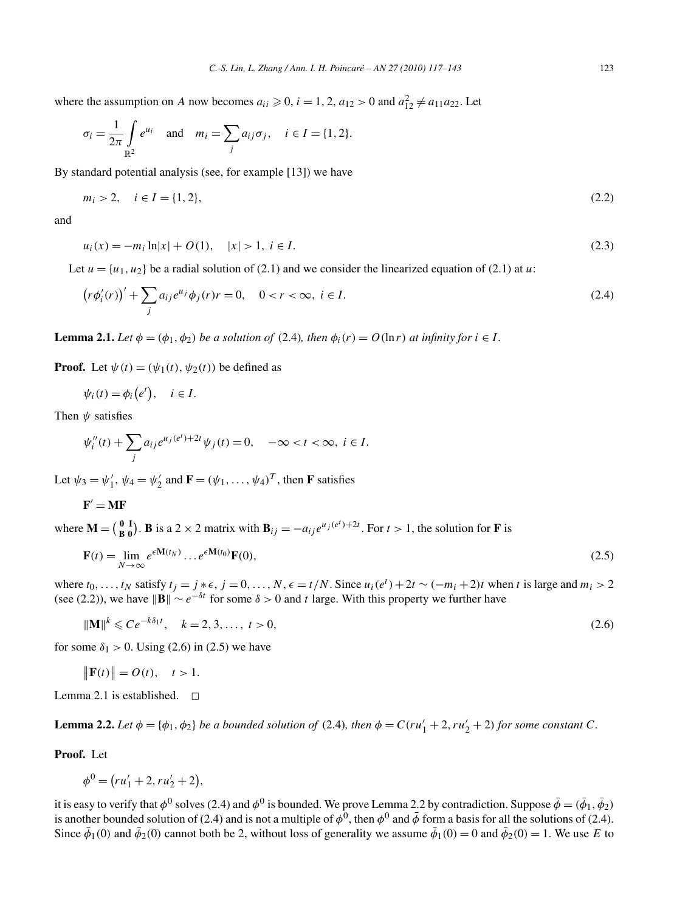where the assumption on $A$ now becomes $a_{ii} \geqslant 0$, $i = 1, 2$, $a_{12} > 0$ and $a_{12}^2 \neq a_{11}a_{22}$. Let

$$\sigma_i = \frac{1}{2\pi} \int_{\mathbb{R}^2} e^{u_i} \quad \text{and} \quad m_i = \sum_j a_{ij}\sigma_j, \quad i \in I = \{1, 2\}.$$

By standard potential analysis (see, for example [13]) we have

$$m_i > 2, \quad i \in I = \{1, 2\}, \tag{2.2}$$

and

$$u_i(x) = -m_i \ln|x| + O(1), \quad |x| > 1,\ i \in I. \tag{2.3}$$

Let $u = \{u_1, u_2\}$ be a radial solution of (2.1) and we consider the linearized equation of (2.1) at $u$:

$$\big(r\phi_i'(r)\big)' + \sum_j a_{ij} e^{u_j} \phi_j(r) r = 0, \quad 0 < r < \infty,\ i \in I. \tag{2.4}$$

**Lemma 2.1.** *Let $\phi = (\phi_1, \phi_2)$ be a solution of* (2.4)*, then $\phi_i(r) = O(\ln r)$ at infinity for $i \in I$.*

**Proof.** Let $\psi(t) = (\psi_1(t), \psi_2(t))$ be defined as

$$\psi_i(t) = \phi_i\big(e^t\big), \quad i \in I.$$

Then $\psi$ satisfies

$$\psi_i''(t) + \sum_j a_{ij} e^{u_j(e^t)+2t} \psi_j(t) = 0, \quad -\infty < t < \infty,\ i \in I.$$

Let $\psi_3 = \psi_1'$, $\psi_4 = \psi_2'$ and $\mathbf{F} = (\psi_1, \ldots, \psi_4)^T$, then $\mathbf{F}$ satisfies

$$\mathbf{F}' = \mathbf{MF}$$

where $\mathbf{M} = \begin{pmatrix} \mathbf{0} & \mathbf{I} \\ \mathbf{B} & \mathbf{0} \end{pmatrix}$. $\mathbf{B}$ is a $2 \times 2$ matrix with $\mathbf{B}_{ij} = -a_{ij} e^{u_j(e^t)+2t}$. For $t > 1$, the solution for $\mathbf{F}$ is

$$\mathbf{F}(t) = \lim_{N \to \infty} e^{\epsilon \mathbf{M}(t_N)} \ldots e^{\epsilon \mathbf{M}(t_0)} \mathbf{F}(0), \tag{2.5}$$

where $t_0, \ldots, t_N$ satisfy $t_j = j * \epsilon$, $j = 0, \ldots, N$, $\epsilon = t/N$. Since $u_i(e^t) + 2t \sim (-m_i + 2)t$ when $t$ is large and $m_i > 2$ (see (2.2)), we have $\|\mathbf{B}\| \sim e^{-\delta t}$ for some $\delta > 0$ and $t$ large. With this property we further have

$$\|\mathbf{M}\|^k \leqslant C e^{-k\delta_1 t}, \quad k = 2, 3, \ldots,\ t > 0, \tag{2.6}$$

for some $\delta_1 > 0$. Using (2.6) in (2.5) we have

$$\big\|\mathbf{F}(t)\big\| = O(t), \quad t > 1.$$

Lemma 2.1 is established. $\square$

**Lemma 2.2.** *Let $\phi = \{\phi_1, \phi_2\}$ be a bounded solution of* (2.4)*, then $\phi = C(ru_1' + 2, ru_2' + 2)$ for some constant $C$.*

**Proof.** Let

$$\phi^0 = \big(ru_1' + 2, ru_2' + 2\big),$$

it is easy to verify that $\phi^0$ solves (2.4) and $\phi^0$ is bounded. We prove Lemma 2.2 by contradiction. Suppose $\bar{\phi} = (\bar{\phi}_1, \bar{\phi}_2)$ is another bounded solution of (2.4) and is not a multiple of $\phi^0$, then $\phi^0$ and $\bar{\phi}$ form a basis for all the solutions of (2.4). Since $\bar{\phi}_1(0)$ and $\bar{\phi}_2(0)$ cannot both be 2, without loss of generality we assume $\bar{\phi}_1(0) = 0$ and $\bar{\phi}_2(0) = 1$. We use $E$ to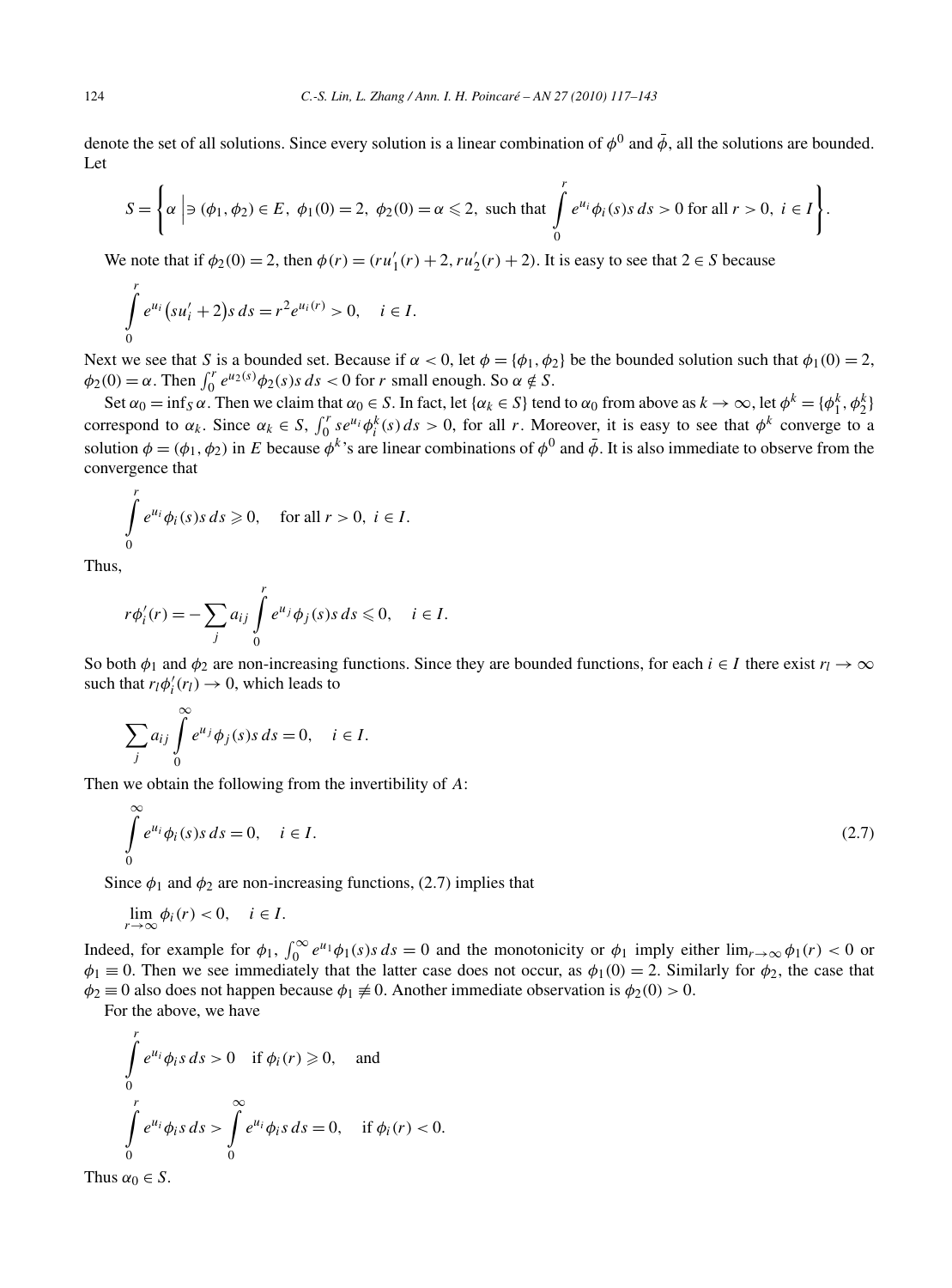denote the set of all solutions. Since every solution is a linear combination of $\phi^0$ and $\bar{\phi}$, all the solutions are bounded. Let

$$S = \left\{ \alpha \;\middle|\; \exists\, (\phi_1, \phi_2) \in E,\ \phi_1(0) = 2,\ \phi_2(0) = \alpha \leqslant 2,\ \text{such that} \int_0^r e^{u_i} \phi_i(s) s\, ds > 0 \text{ for all } r > 0,\ i \in I \right\}.$$

We note that if $\phi_2(0) = 2$, then $\phi(r) = (ru_1'(r) + 2, ru_2'(r) + 2)$. It is easy to see that $2 \in S$ because

$$\int_0^r e^{u_i} \big(su_i' + 2\big) s\, ds = r^2 e^{u_i(r)} > 0, \quad i \in I.$$

Next we see that $S$ is a bounded set. Because if $\alpha < 0$, let $\phi = \{\phi_1, \phi_2\}$ be the bounded solution such that $\phi_1(0) = 2$, $\phi_2(0) = \alpha$. Then $\int_0^r e^{u_2(s)} \phi_2(s) s\, ds < 0$ for $r$ small enough. So $\alpha \notin S$.

Set $\alpha_0 = \inf_S \alpha$. Then we claim that $\alpha_0 \in S$. In fact, let $\{\alpha_k \in S\}$ tend to $\alpha_0$ from above as $k \to \infty$, let $\phi^k = \{\phi_1^k, \phi_2^k\}$ correspond to $\alpha_k$. Since $\alpha_k \in S$, $\int_0^r s e^{u_i} \phi_i^k(s)\, ds > 0$, for all $r$. Moreover, it is easy to see that $\phi^k$ converge to a solution $\phi = (\phi_1, \phi_2)$ in $E$ because $\phi^k$'s are linear combinations of $\phi^0$ and $\bar{\phi}$. It is also immediate to observe from the convergence that

$$\int_0^r e^{u_i} \phi_i(s) s\, ds \geqslant 0, \quad \text{for all } r > 0,\ i \in I.$$

Thus,

$$r\phi_i'(r) = -\sum_j a_{ij} \int_0^r e^{u_j} \phi_j(s) s\, ds \leqslant 0, \quad i \in I.$$

So both $\phi_1$ and $\phi_2$ are non-increasing functions. Since they are bounded functions, for each $i \in I$ there exist $r_l \to \infty$ such that $r_l \phi_i'(r_l) \to 0$, which leads to

$$\sum_j a_{ij} \int_0^\infty e^{u_j} \phi_j(s) s\, ds = 0, \quad i \in I.$$

Then we obtain the following from the invertibility of $A$:

$$\int_0^\infty e^{u_i} \phi_i(s) s\, ds = 0, \quad i \in I. \tag{2.7}$$

Since $\phi_1$ and $\phi_2$ are non-increasing functions, (2.7) implies that

$$\lim_{r \to \infty} \phi_i(r) < 0, \quad i \in I.$$

Indeed, for example for $\phi_1$, $\int_0^\infty e^{u_1} \phi_1(s) s\, ds = 0$ and the monotonicity or $\phi_1$ imply either $\lim_{r\to\infty} \phi_1(r) < 0$ or $\phi_1 \equiv 0$. Then we see immediately that the latter case does not occur, as $\phi_1(0) = 2$. Similarly for $\phi_2$, the case that $\phi_2 \equiv 0$ also does not happen because $\phi_1 \not\equiv 0$. Another immediate observation is $\phi_2(0) > 0$.

For the above, we have

$$\int_0^r e^{u_i} \phi_i s\, ds > 0 \quad \text{if } \phi_i(r) \geqslant 0, \quad \text{and}$$

$$\int_0^r e^{u_i} \phi_i s\, ds > \int_0^\infty e^{u_i} \phi_i s\, ds = 0, \quad \text{if } \phi_i(r) < 0.$$

Thus $\alpha_0 \in S$.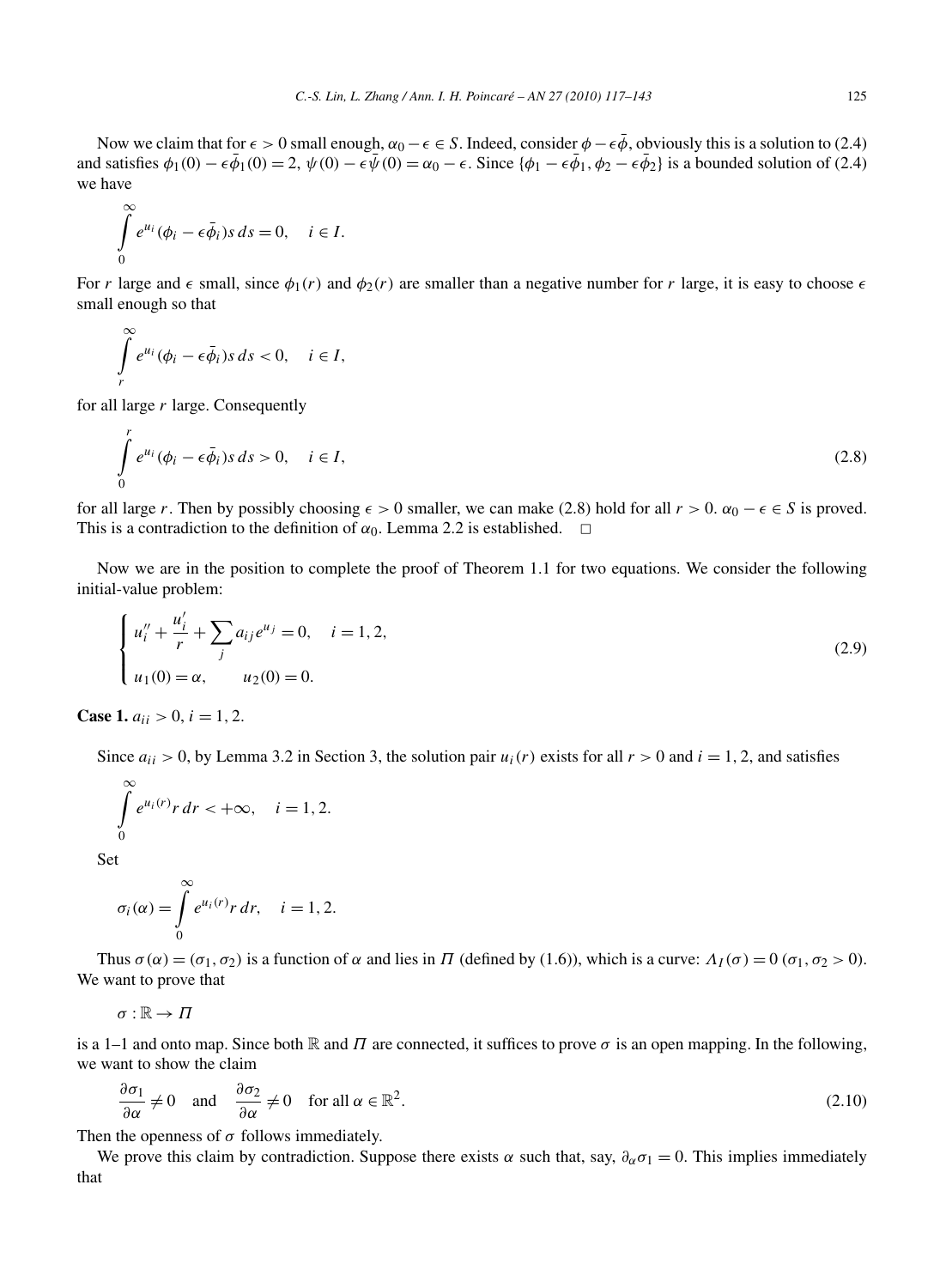Now we claim that for $\epsilon > 0$ small enough, $\alpha_0 - \epsilon \in S$. Indeed, consider $\phi - \epsilon\bar{\phi}$, obviously this is a solution to (2.4) and satisfies $\phi_1(0) - \epsilon\bar{\phi}_1(0) = 2$, $\psi(0) - \epsilon\bar{\psi}(0) = \alpha_0 - \epsilon$. Since $\{\phi_1 - \epsilon\bar{\phi}_1, \phi_2 - \epsilon\bar{\phi}_2\}$ is a bounded solution of (2.4) we have

$$\int_0^\infty e^{u_i}(\phi_i - \epsilon\bar{\phi}_i)s\,ds = 0, \quad i \in I.$$

For $r$ large and $\epsilon$ small, since $\phi_1(r)$ and $\phi_2(r)$ are smaller than a negative number for $r$ large, it is easy to choose $\epsilon$ small enough so that

$$\int_r^\infty e^{u_i}(\phi_i - \epsilon\bar{\phi}_i)s\,ds < 0, \quad i \in I,$$

for all large $r$ large. Consequently

$$\int_0^r e^{u_i}(\phi_i - \epsilon\bar{\phi}_i)s\,ds > 0, \quad i \in I, \tag{2.8}$$

for all large $r$. Then by possibly choosing $\epsilon > 0$ smaller, we can make (2.8) hold for all $r > 0$. $\alpha_0 - \epsilon \in S$ is proved. This is a contradiction to the definition of $\alpha_0$. Lemma 2.2 is established. $\square$

Now we are in the position to complete the proof of Theorem 1.1 for two equations. We consider the following initial-value problem:

$$\begin{cases} u_i'' + \dfrac{u_i'}{r} + \displaystyle\sum_j a_{ij}e^{u_j} = 0, \quad i = 1, 2, \\ u_1(0) = \alpha, \qquad u_2(0) = 0. \end{cases} \tag{2.9}$$

**Case 1.** $a_{ii} > 0$, $i = 1, 2$.

Since $a_{ii} > 0$, by Lemma 3.2 in Section 3, the solution pair $u_i(r)$ exists for all $r > 0$ and $i = 1, 2$, and satisfies

$$\int_0^\infty e^{u_i(r)}r\,dr < +\infty, \quad i = 1, 2.$$

Set

$$\sigma_i(\alpha) = \int_0^\infty e^{u_i(r)}r\,dr, \quad i = 1, 2.$$

Thus $\sigma(\alpha) = (\sigma_1, \sigma_2)$ is a function of $\alpha$ and lies in $\Pi$ (defined by (1.6)), which is a curve: $\Lambda_I(\sigma) = 0$ ($\sigma_1, \sigma_2 > 0$). We want to prove that

$$\sigma : \mathbb{R} \to \Pi$$

is a 1–1 and onto map. Since both $\mathbb{R}$ and $\Pi$ are connected, it suffices to prove $\sigma$ is an open mapping. In the following, we want to show the claim

$$\frac{\partial\sigma_1}{\partial\alpha} \neq 0 \quad \text{and} \quad \frac{\partial\sigma_2}{\partial\alpha} \neq 0 \quad \text{for all } \alpha \in \mathbb{R}^2. \tag{2.10}$$

Then the openness of $\sigma$ follows immediately.

We prove this claim by contradiction. Suppose there exists $\alpha$ such that, say, $\partial_\alpha\sigma_1 = 0$. This implies immediately that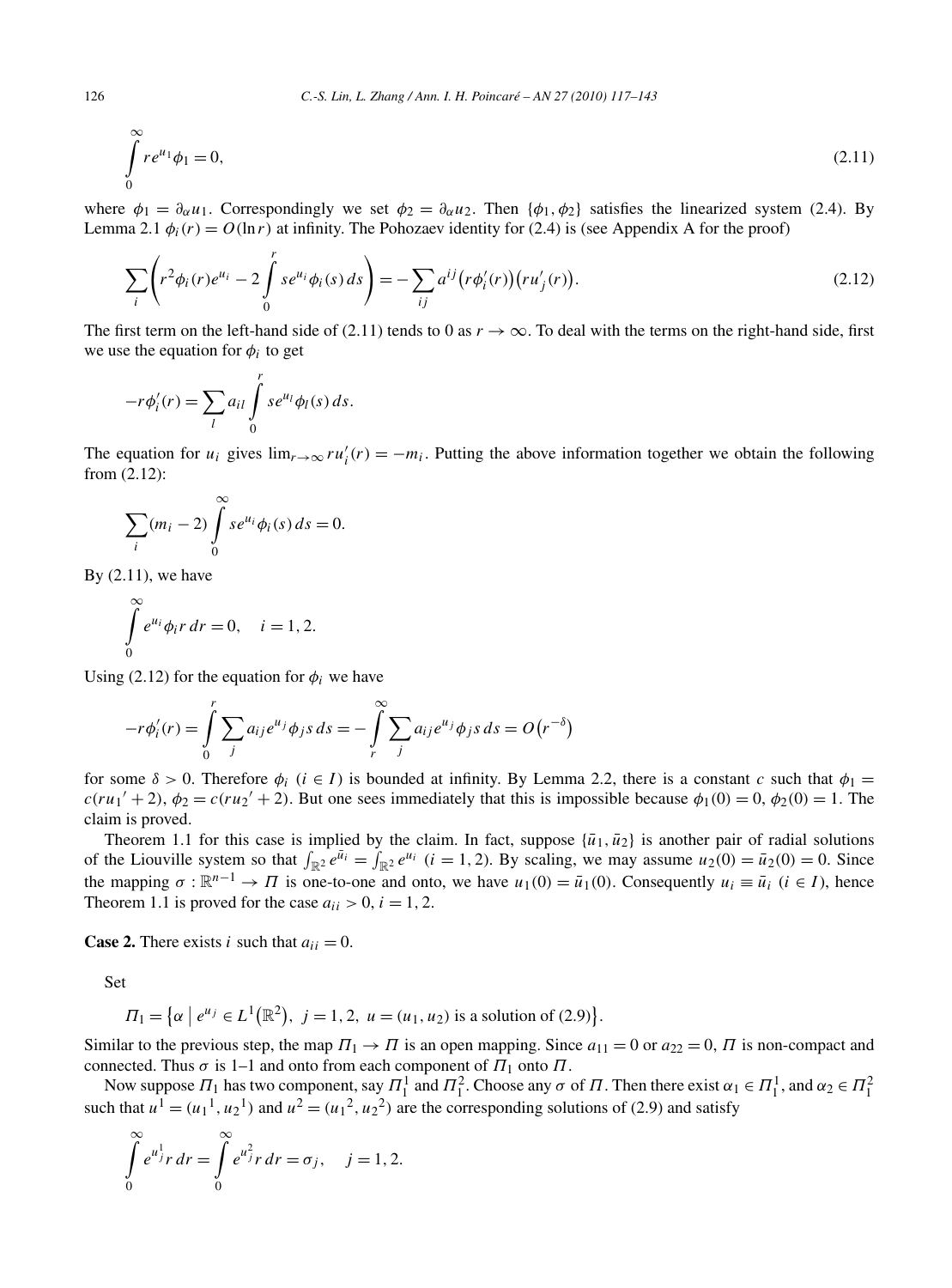$$\int_0^\infty r e^{u_1}\phi_1 = 0, \tag{2.11}$$

where $\phi_1 = \partial_\alpha u_1$. Correspondingly we set $\phi_2 = \partial_\alpha u_2$. Then $\{\phi_1, \phi_2\}$ satisfies the linearized system (2.4). By Lemma 2.1 $\phi_i(r) = O(\ln r)$ at infinity. The Pohozaev identity for (2.4) is (see Appendix A for the proof)

$$\sum_i \left( r^2 \phi_i(r) e^{u_i} - 2\int_0^r s e^{u_i}\phi_i(s)\,ds \right) = -\sum_{ij} a^{ij}\big(r\phi_i'(r)\big)\big(r u_j'(r)\big). \tag{2.12}$$

The first term on the left-hand side of (2.11) tends to 0 as $r \to \infty$. To deal with the terms on the right-hand side, first we use the equation for $\phi_i$ to get

$$-r\phi_i'(r) = \sum_l a_{il} \int_0^r s e^{u_l}\phi_l(s)\,ds.$$

The equation for $u_i$ gives $\lim_{r\to\infty} r u_i'(r) = -m_i$. Putting the above information together we obtain the following from (2.12):

$$\sum_i (m_i - 2)\int_0^\infty s e^{u_i}\phi_i(s)\,ds = 0.$$

By (2.11), we have

$$\int_0^\infty e^{u_i}\phi_i r\,dr = 0, \quad i = 1, 2.$$

Using (2.12) for the equation for $\phi_i$ we have

$$-r\phi_i'(r) = \int_0^r \sum_j a_{ij} e^{u_j}\phi_j s\,ds = -\int_r^\infty \sum_j a_{ij} e^{u_j}\phi_j s\,ds = O\big(r^{-\delta}\big)$$

for some $\delta > 0$. Therefore $\phi_i$ ($i \in I$) is bounded at infinity. By Lemma 2.2, there is a constant $c$ such that $\phi_1 = c(r{u_1}' + 2)$, $\phi_2 = c(r{u_2}' + 2)$. But one sees immediately that this is impossible because $\phi_1(0) = 0$, $\phi_2(0) = 1$. The claim is proved.

Theorem 1.1 for this case is implied by the claim. In fact, suppose $\{\bar u_1, \bar u_2\}$ is another pair of radial solutions of the Liouville system so that $\int_{\mathbb{R}^2} e^{\bar u_i} = \int_{\mathbb{R}^2} e^{u_i}$ ($i = 1, 2$). By scaling, we may assume $u_2(0) = \bar u_2(0) = 0$. Since the mapping $\sigma : \mathbb{R}^{n-1} \to \Pi$ is one-to-one and onto, we have $u_1(0) = \bar u_1(0)$. Consequently $u_i \equiv \bar u_i$ ($i \in I$), hence Theorem 1.1 is proved for the case $a_{ii} > 0$, $i = 1, 2$.

**Case 2.** There exists $i$ such that $a_{ii} = 0$.

Set

$$\Pi_1 = \big\{\alpha \;\big|\; e^{u_j} \in L^1\big(\mathbb{R}^2\big),\ j = 1, 2,\ u = (u_1, u_2) \text{ is a solution of (2.9)}\big\}.$$

Similar to the previous step, the map $\Pi_1 \to \Pi$ is an open mapping. Since $a_{11} = 0$ or $a_{22} = 0$, $\Pi$ is non-compact and connected. Thus $\sigma$ is 1–1 and onto from each component of $\Pi_1$ onto $\Pi$.

Now suppose $\Pi_1$ has two component, say $\Pi_1^1$ and $\Pi_1^2$. Choose any $\sigma$ of $\Pi$. Then there exist $\alpha_1 \in \Pi_1^1$, and $\alpha_2 \in \Pi_1^2$ such that $u^1 = ({u_1}^1, {u_2}^1)$ and $u^2 = ({u_1}^2, {u_2}^2)$ are the corresponding solutions of (2.9) and satisfy

$$\int_0^\infty e^{u_j^1} r\,dr = \int_0^\infty e^{u_j^2} r\,dr = \sigma_j, \quad j = 1, 2.$$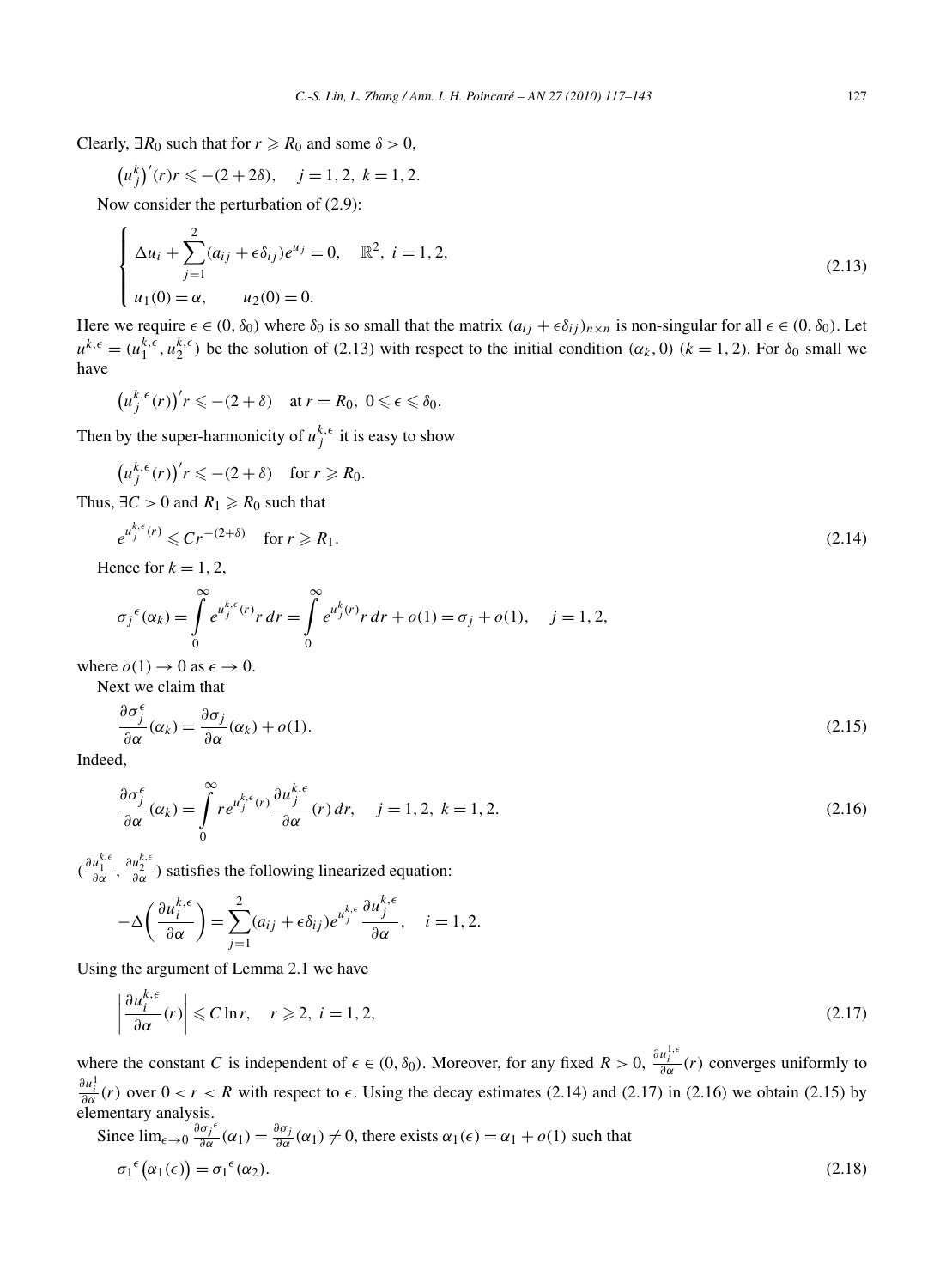Clearly, $\exists R_0$ such that for $r \geqslant R_0$ and some $\delta > 0$,

$$\left(u_j^k\right)'(r)r \leqslant -(2+2\delta), \quad j=1,2,\ k=1,2.$$

Now consider the perturbation of (2.9):

$$\begin{cases} \Delta u_i + \displaystyle\sum_{j=1}^{2} (a_{ij} + \epsilon \delta_{ij}) e^{u_j} = 0, & \mathbb{R}^2,\ i=1,2, \\ u_1(0) = \alpha, \qquad u_2(0) = 0. \end{cases} \tag{2.13}$$

Here we require $\epsilon \in (0, \delta_0)$ where $\delta_0$ is so small that the matrix $(a_{ij} + \epsilon\delta_{ij})_{n\times n}$ is non-singular for all $\epsilon \in (0, \delta_0)$. Let $u^{k,\epsilon} = (u_1^{k,\epsilon}, u_2^{k,\epsilon})$ be the solution of (2.13) with respect to the initial condition $(\alpha_k, 0)$ $(k=1,2)$. For $\delta_0$ small we have

$$\left(u_j^{k,\epsilon}(r)\right)' r \leqslant -(2+\delta) \quad \text{at } r = R_0,\ 0 \leqslant \epsilon \leqslant \delta_0.$$

Then by the super-harmonicity of $u_j^{k,\epsilon}$ it is easy to show

$$\left(u_j^{k,\epsilon}(r)\right)' r \leqslant -(2+\delta) \quad \text{for } r \geqslant R_0.$$

Thus, $\exists C > 0$ and $R_1 \geqslant R_0$ such that

$$e^{u_j^{k,\epsilon}(r)} \leqslant C r^{-(2+\delta)} \quad \text{for } r \geqslant R_1. \tag{2.14}$$

Hence for $k = 1, 2$,

$$\sigma_j{}^{\epsilon}(\alpha_k) = \int_0^{\infty} e^{u_j^{k,\epsilon}(r)} r\, dr = \int_0^{\infty} e^{u_j^k(r)} r\, dr + o(1) = \sigma_j + o(1), \quad j = 1, 2,$$

where $o(1) \to 0$ as $\epsilon \to 0$.

Next we claim that

$$\frac{\partial \sigma_j^{\epsilon}}{\partial \alpha}(\alpha_k) = \frac{\partial \sigma_j}{\partial \alpha}(\alpha_k) + o(1). \tag{2.15}$$

Indeed,

$$\frac{\partial \sigma_j^{\epsilon}}{\partial \alpha}(\alpha_k) = \int_0^{\infty} r e^{u_j^{k,\epsilon}(r)} \frac{\partial u_j^{k,\epsilon}}{\partial \alpha}(r)\, dr, \quad j=1,2,\ k=1,2. \tag{2.16}$$

$\left(\frac{\partial u_1^{k,\epsilon}}{\partial \alpha}, \frac{\partial u_2^{k,\epsilon}}{\partial \alpha}\right)$ satisfies the following linearized equation:

$$-\Delta\left(\frac{\partial u_i^{k,\epsilon}}{\partial \alpha}\right) = \sum_{j=1}^{2} (a_{ij} + \epsilon\delta_{ij}) e^{u_j^{k,\epsilon}} \frac{\partial u_j^{k,\epsilon}}{\partial \alpha}, \quad i = 1, 2.$$

Using the argument of Lemma 2.1 we have

$$\left| \frac{\partial u_i^{k,\epsilon}}{\partial \alpha}(r) \right| \leqslant C \ln r, \quad r \geqslant 2,\ i = 1, 2, \tag{2.17}$$

where the constant $C$ is independent of $\epsilon \in (0, \delta_0)$. Moreover, for any fixed $R > 0$, $\frac{\partial u_i^{1,\epsilon}}{\partial \alpha}(r)$ converges uniformly to $\frac{\partial u_i^1}{\partial \alpha}(r)$ over $0 < r < R$ with respect to $\epsilon$. Using the decay estimates (2.14) and (2.17) in (2.16) we obtain (2.15) by elementary analysis.

Since $\lim_{\epsilon \to 0} \frac{\partial \sigma_j{}^{\epsilon}}{\partial \alpha}(\alpha_1) = \frac{\partial \sigma_j}{\partial \alpha}(\alpha_1) \neq 0$, there exists $\alpha_1(\epsilon) = \alpha_1 + o(1)$ such that

$$\sigma_1{}^{\epsilon}\left(\alpha_1(\epsilon)\right) = \sigma_1{}^{\epsilon}(\alpha_2). \tag{2.18}$$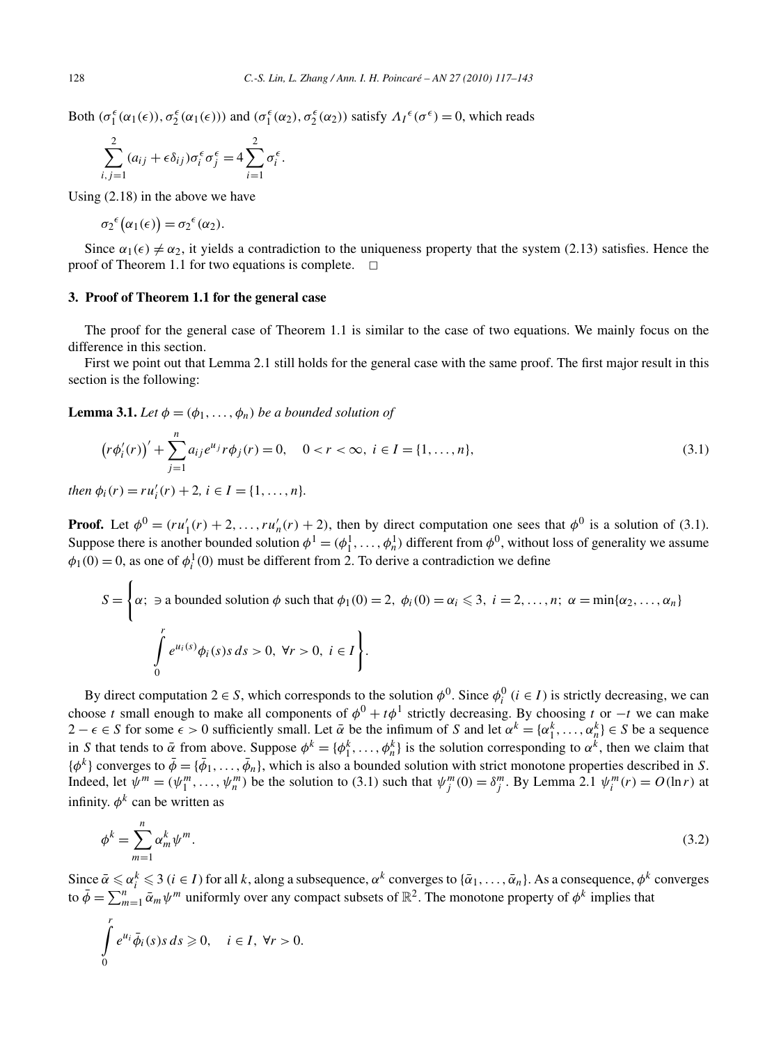Both $(\sigma_1^\epsilon(\alpha_1(\epsilon)), \sigma_2^\epsilon(\alpha_1(\epsilon)))$ and $(\sigma_1^\epsilon(\alpha_2), \sigma_2^\epsilon(\alpha_2))$ satisfy $\Lambda_I{}^\epsilon(\sigma^\epsilon) = 0$, which reads

$$\sum_{i,j=1}^{2} (a_{ij} + \epsilon\delta_{ij})\sigma_i^\epsilon \sigma_j^\epsilon = 4\sum_{i=1}^{2} \sigma_i^\epsilon.$$

Using (2.18) in the above we have

$$\sigma_2{}^\epsilon\big(\alpha_1(\epsilon)\big) = \sigma_2{}^\epsilon(\alpha_2).$$

Since $\alpha_1(\epsilon) \neq \alpha_2$, it yields a contradiction to the uniqueness property that the system (2.13) satisfies. Hence the proof of Theorem 1.1 for two equations is complete. $\square$

## 3. Proof of Theorem 1.1 for the general case

The proof for the general case of Theorem 1.1 is similar to the case of two equations. We mainly focus on the difference in this section.

First we point out that Lemma 2.1 still holds for the general case with the same proof. The first major result in this section is the following:

**Lemma 3.1.** *Let $\phi = (\phi_1, \ldots, \phi_n)$ be a bounded solution of*

$$\big(r\phi_i'(r)\big)' + \sum_{j=1}^{n} a_{ij} e^{u_j} r\phi_j(r) = 0, \quad 0 < r < \infty,\ i \in I = \{1, \ldots, n\}, \tag{3.1}$$

*then $\phi_i(r) = ru_i'(r) + 2$, $i \in I = \{1, \ldots, n\}$.*

**Proof.** Let $\phi^0 = (ru_1'(r) + 2, \ldots, ru_n'(r) + 2)$, then by direct computation one sees that $\phi^0$ is a solution of (3.1). Suppose there is another bounded solution $\phi^1 = (\phi_1^1, \ldots, \phi_n^1)$ different from $\phi^0$, without loss of generality we assume $\phi_1(0) = 0$, as one of $\phi_i^1(0)$ must be different from 2. To derive a contradiction we define

$$S = \left\{\alpha;\ \ni \text{a bounded solution } \phi \text{ such that } \phi_1(0) = 2,\ \phi_i(0) = \alpha_i \leqslant 3,\ i = 2, \ldots, n;\ \alpha = \min\{\alpha_2, \ldots, \alpha_n\}\right.$$
$$\left.\int_0^r e^{u_i(s)}\phi_i(s)s\,ds > 0,\ \forall r > 0,\ i \in I\right\}.$$

By direct computation $2 \in S$, which corresponds to the solution $\phi^0$. Since $\phi_i^0$ $(i \in I)$ is strictly decreasing, we can choose $t$ small enough to make all components of $\phi^0 + t\phi^1$ strictly decreasing. By choosing $t$ or $-t$ we can make $2 - \epsilon \in S$ for some $\epsilon > 0$ sufficiently small. Let $\bar{\alpha}$ be the infimum of $S$ and let $\alpha^k = \{\alpha_1^k, \ldots, \alpha_n^k\} \in S$ be a sequence in $S$ that tends to $\bar{\alpha}$ from above. Suppose $\phi^k = \{\phi_1^k, \ldots, \phi_n^k\}$ is the solution corresponding to $\alpha^k$, then we claim that $\{\phi^k\}$ converges to $\bar{\phi} = \{\bar{\phi}_1, \ldots, \bar{\phi}_n\}$, which is also a bounded solution with strict monotone properties described in $S$. Indeed, let $\psi^m = (\psi_1^m, \ldots, \psi_n^m)$ be the solution to (3.1) such that $\psi_j^m(0) = \delta_j^m$. By Lemma 2.1 $\psi_i^m(r) = O(\ln r)$ at infinity. $\phi^k$ can be written as

$$\phi^k = \sum_{m=1}^{n} \alpha_m^k \psi^m. \tag{3.2}$$

Since $\bar{\alpha} \leqslant \alpha_i^k \leqslant 3$ $(i \in I)$ for all $k$, along a subsequence, $\alpha^k$ converges to $\{\bar{\alpha}_1, \ldots, \bar{\alpha}_n\}$. As a consequence, $\phi^k$ converges to $\bar{\phi} = \sum_{m=1}^{n} \bar{\alpha}_m \psi^m$ uniformly over any compact subsets of $\mathbb{R}^2$. The monotone property of $\phi^k$ implies that

$$\int_0^r e^{u_i}\bar{\phi}_i(s)s\,ds \geqslant 0, \quad i \in I,\ \forall r > 0.$$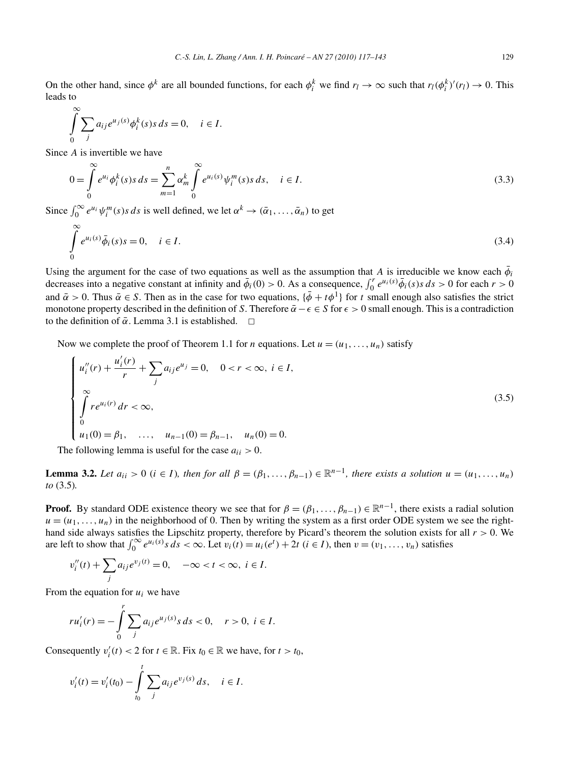On the other hand, since $\phi^k$ are all bounded functions, for each $\phi_i^k$ we find $r_l \to \infty$ such that $r_l(\phi_i^k)'(r_l) \to 0$. This leads to

$$\int_0^\infty \sum_j a_{ij} e^{u_j(s)} \phi_i^k(s) s\, ds = 0, \quad i \in I.$$

Since $A$ is invertible we have

$$0 = \int_0^\infty e^{u_i} \phi_i^k(s) s\, ds = \sum_{m=1}^n \alpha_m^k \int_0^\infty e^{u_i(s)} \psi_i^m(s) s\, ds, \quad i \in I. \tag{3.3}$$

Since $\int_0^\infty e^{u_i} \psi_i^m(s) s\, ds$ is well defined, we let $\alpha^k \to (\bar{\alpha}_1, \ldots, \bar{\alpha}_n)$ to get

$$\int_0^\infty e^{u_i(s)} \bar{\phi}_i(s) s = 0, \quad i \in I. \tag{3.4}$$

Using the argument for the case of two equations as well as the assumption that $A$ is irreducible we know each $\bar{\phi}_i$ decreases into a negative constant at infinity and $\bar{\phi}_i(0) > 0$. As a consequence, $\int_0^r e^{u_i(s)} \bar{\phi}_i(s) s\, ds > 0$ for each $r > 0$ and $\bar{\alpha} > 0$. Thus $\bar{\alpha} \in S$. Then as in the case for two equations, $\{\bar{\phi} + t\phi^1\}$ for $t$ small enough also satisfies the strict monotone property described in the definition of $S$. Therefore $\bar{\alpha} - \epsilon \in S$ for $\epsilon > 0$ small enough. This is a contradiction to the definition of $\bar{\alpha}$. Lemma 3.1 is established. $\square$

Now we complete the proof of Theorem 1.1 for $n$ equations. Let $u = (u_1, \ldots, u_n)$ satisfy

$$\begin{cases} u_i''(r) + \dfrac{u_i'(r)}{r} + \displaystyle\sum_j a_{ij} e^{u_j} = 0, \quad 0 < r < \infty,\ i \in I, \\ \displaystyle\int_0^\infty r e^{u_i(r)}\, dr < \infty, \\ u_1(0) = \beta_1, \quad \ldots, \quad u_{n-1}(0) = \beta_{n-1}, \quad u_n(0) = 0. \end{cases} \tag{3.5}$$

The following lemma is useful for the case $a_{ii} > 0$.

**Lemma 3.2.** *Let $a_{ii} > 0$ ($i \in I$), then for all $\beta = (\beta_1, \ldots, \beta_{n-1}) \in \mathbb{R}^{n-1}$, there exists a solution $u = (u_1, \ldots, u_n)$ to* (3.5)*.*

**Proof.** By standard ODE existence theory we see that for $\beta = (\beta_1, \ldots, \beta_{n-1}) \in \mathbb{R}^{n-1}$, there exists a radial solution $u = (u_1, \ldots, u_n)$ in the neighborhood of 0. Then by writing the system as a first order ODE system we see the right-hand side always satisfies the Lipschitz property, therefore by Picard's theorem the solution exists for all $r > 0$. We are left to show that $\int_0^\infty e^{u_i(s)} s\, ds < \infty$. Let $v_i(t) = u_i(e^t) + 2t$ ($i \in I$), then $v = (v_1, \ldots, v_n)$ satisfies

$$v_i''(t) + \sum_j a_{ij} e^{v_j(t)} = 0, \quad -\infty < t < \infty,\ i \in I.$$

From the equation for $u_i$ we have

$$r u_i'(r) = -\int_0^r \sum_j a_{ij} e^{u_j(s)} s\, ds < 0, \quad r > 0,\ i \in I.$$

Consequently $v_i'(t) < 2$ for $t \in \mathbb{R}$. Fix $t_0 \in \mathbb{R}$ we have, for $t > t_0$,

$$v_i'(t) = v_i'(t_0) - \int_{t_0}^t \sum_j a_{ij} e^{v_j(s)}\, ds, \quad i \in I.$$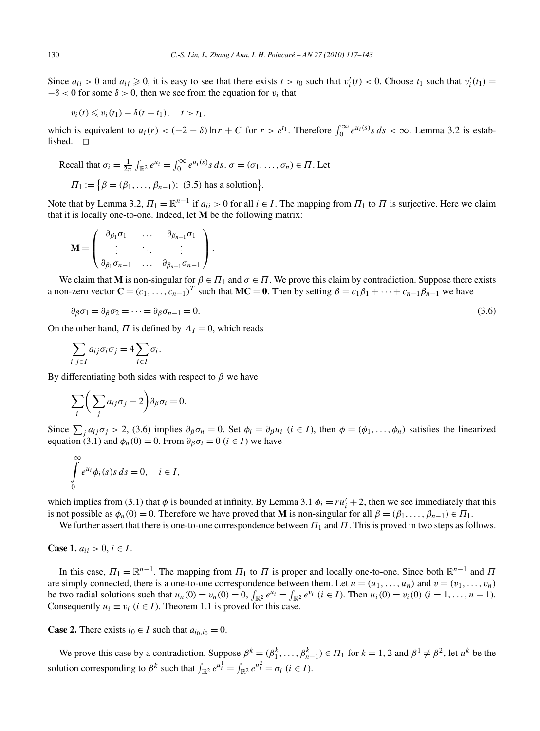Since $a_{ii} > 0$ and $a_{ij} \geqslant 0$, it is easy to see that there exists $t > t_0$ such that $v_i'(t) < 0$. Choose $t_1$ such that $v_i'(t_1) = -\delta < 0$ for some $\delta > 0$, then we see from the equation for $v_i$ that

$$v_i(t) \leqslant v_i(t_1) - \delta(t - t_1), \quad t > t_1,$$

which is equivalent to $u_i(r) < (-2 - \delta)\ln r + C$ for $r > e^{t_1}$. Therefore $\int_0^\infty e^{u_i(s)} s\, ds < \infty$. Lemma 3.2 is established. $\square$

Recall that $\sigma_i = \frac{1}{2\pi}\int_{\mathbb{R}^2} e^{u_i} = \int_0^\infty e^{u_i(s)} s\, ds$. $\sigma = (\sigma_1, \ldots, \sigma_n) \in \Pi$. Let

$$\Pi_1 := \{\beta = (\beta_1, \ldots, \beta_{n-1});\ (3.5) \text{ has a solution}\}.$$

Note that by Lemma 3.2, $\Pi_1 = \mathbb{R}^{n-1}$ if $a_{ii} > 0$ for all $i \in I$. The mapping from $\Pi_1$ to $\Pi$ is surjective. Here we claim that it is locally one-to-one. Indeed, let $\mathbf{M}$ be the following matrix:

$$\mathbf{M} = \begin{pmatrix} \partial_{\beta_1}\sigma_1 & \ldots & \partial_{\beta_{n-1}}\sigma_1 \\ \vdots & \ddots & \vdots \\ \partial_{\beta_1}\sigma_{n-1} & \ldots & \partial_{\beta_{n-1}}\sigma_{n-1} \end{pmatrix}.$$

We claim that $\mathbf{M}$ is non-singular for $\beta \in \Pi_1$ and $\sigma \in \Pi$. We prove this claim by contradiction. Suppose there exists a non-zero vector $\mathbf{C} = (c_1, \ldots, c_{n-1})^T$ such that $\mathbf{MC} = \mathbf{0}$. Then by setting $\beta = c_1\beta_1 + \cdots + c_{n-1}\beta_{n-1}$ we have

$$\partial_\beta \sigma_1 = \partial_\beta \sigma_2 = \cdots = \partial_\beta \sigma_{n-1} = 0. \tag{3.6}$$

On the other hand, $\Pi$ is defined by $\Lambda_I = 0$, which reads

$$\sum_{i,j \in I} a_{ij}\sigma_i\sigma_j = 4\sum_{i \in I}\sigma_i.$$

By differentiating both sides with respect to $\beta$ we have

$$\sum_i \left(\sum_j a_{ij}\sigma_j - 2\right)\partial_\beta \sigma_i = 0.$$

Since $\sum_j a_{ij}\sigma_j > 2$, (3.6) implies $\partial_\beta \sigma_n = 0$. Set $\phi_i = \partial_\beta u_i$ $(i \in I)$, then $\phi = (\phi_1, \ldots, \phi_n)$ satisfies the linearized equation (3.1) and $\phi_n(0) = 0$. From $\partial_\beta \sigma_i = 0$ $(i \in I)$ we have

$$\int_0^\infty e^{u_i}\phi_i(s) s\, ds = 0, \quad i \in I,$$

which implies from (3.1) that $\phi$ is bounded at infinity. By Lemma 3.1 $\phi_i = r u_i' + 2$, then we see immediately that this is not possible as $\phi_n(0) = 0$. Therefore we have proved that $\mathbf{M}$ is non-singular for all $\beta = (\beta_1, \ldots, \beta_{n-1}) \in \Pi_1$.

We further assert that there is one-to-one correspondence between $\Pi_1$ and $\Pi$. This is proved in two steps as follows.

**Case 1.** $a_{ii} > 0$, $i \in I$.

In this case, $\Pi_1 = \mathbb{R}^{n-1}$. The mapping from $\Pi_1$ to $\Pi$ is proper and locally one-to-one. Since both $\mathbb{R}^{n-1}$ and $\Pi$ are simply connected, there is a one-to-one correspondence between them. Let $u = (u_1, \ldots, u_n)$ and $v = (v_1, \ldots, v_n)$ be two radial solutions such that $u_n(0) = v_n(0) = 0$, $\int_{\mathbb{R}^2} e^{u_i} = \int_{\mathbb{R}^2} e^{v_i}$ $(i \in I)$. Then $u_i(0) = v_i(0)$ $(i = 1, \ldots, n-1)$. Consequently $u_i \equiv v_i$ $(i \in I)$. Theorem 1.1 is proved for this case.

**Case 2.** There exists $i_0 \in I$ such that $a_{i_0,i_0} = 0$.

We prove this case by a contradiction. Suppose $\beta^k = (\beta_1^k, \ldots, \beta_{n-1}^k) \in \Pi_1$ for $k = 1, 2$ and $\beta^1 \neq \beta^2$, let $u^k$ be the solution corresponding to $\beta^k$ such that $\int_{\mathbb{R}^2} e^{u_i^1} = \int_{\mathbb{R}^2} e^{u_i^2} = \sigma_i$ $(i \in I)$.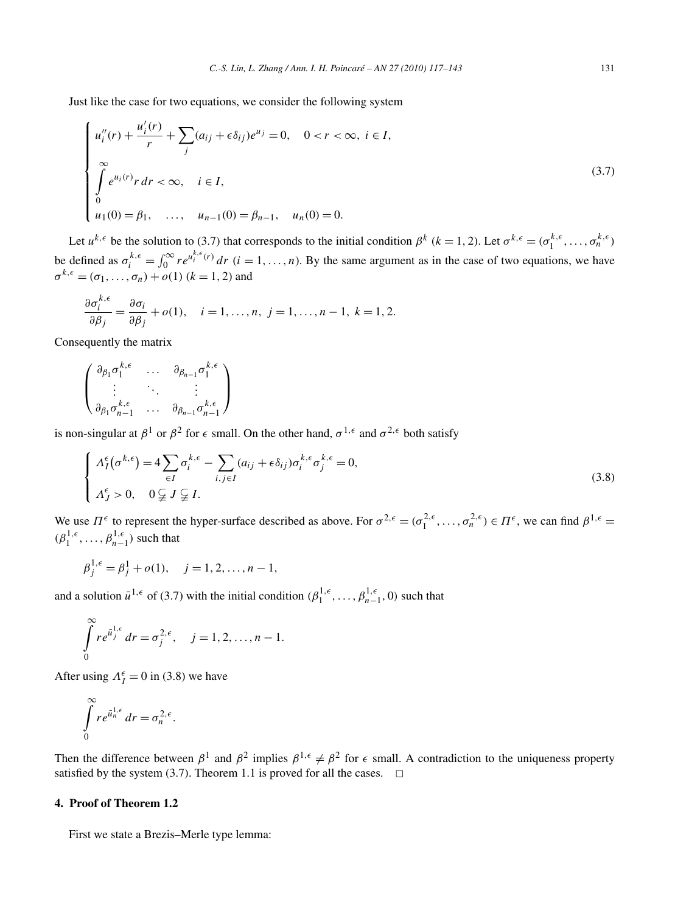Just like the case for two equations, we consider the following system

$$
\begin{cases}
u_i''(r) + \dfrac{u_i'(r)}{r} + \displaystyle\sum_j (a_{ij} + \epsilon \delta_{ij}) e^{u_j} = 0, \quad 0 < r < \infty,\ i \in I, \\
\displaystyle\int_0^\infty e^{u_i(r)} r\, dr < \infty, \quad i \in I, \\
u_1(0) = \beta_1, \quad \ldots, \quad u_{n-1}(0) = \beta_{n-1}, \quad u_n(0) = 0.
\end{cases}
\tag{3.7}
$$

Let $u^{k,\epsilon}$ be the solution to (3.7) that corresponds to the initial condition $\beta^k$ ($k = 1, 2$). Let $\sigma^{k,\epsilon} = (\sigma_1^{k,\epsilon}, \ldots, \sigma_n^{k,\epsilon})$ be defined as $\sigma_i^{k,\epsilon} = \int_0^\infty r e^{u_i^{k,\epsilon}(r)}\, dr$ ($i = 1, \ldots, n$). By the same argument as in the case of two equations, we have $\sigma^{k,\epsilon} = (\sigma_1, \ldots, \sigma_n) + o(1)$ ($k = 1, 2$) and

$$
\frac{\partial \sigma_i^{k,\epsilon}}{\partial \beta_j} = \frac{\partial \sigma_i}{\partial \beta_j} + o(1), \quad i = 1, \ldots, n,\ j = 1, \ldots, n-1,\ k = 1, 2.
$$

Consequently the matrix

$$
\begin{pmatrix}
\partial_{\beta_1} \sigma_1^{k,\epsilon} & \ldots & \partial_{\beta_{n-1}} \sigma_1^{k,\epsilon} \\
\vdots & \ddots & \vdots \\
\partial_{\beta_1} \sigma_{n-1}^{k,\epsilon} & \ldots & \partial_{\beta_{n-1}} \sigma_{n-1}^{k,\epsilon}
\end{pmatrix}
$$

is non-singular at $\beta^1$ or $\beta^2$ for $\epsilon$ small. On the other hand, $\sigma^{1,\epsilon}$ and $\sigma^{2,\epsilon}$ both satisfy

$$
\begin{cases}
\Lambda_I^\epsilon(\sigma^{k,\epsilon}) = 4 \displaystyle\sum_{\in I} \sigma_i^{k,\epsilon} - \sum_{i,j \in I} (a_{ij} + \epsilon \delta_{ij}) \sigma_i^{k,\epsilon} \sigma_j^{k,\epsilon} = 0, \\
\Lambda_J^\epsilon > 0, \quad 0 \subsetneq J \subsetneq I.
\end{cases}
\tag{3.8}
$$

We use $\Pi^\epsilon$ to represent the hyper-surface described as above. For $\sigma^{2,\epsilon} = (\sigma_1^{2,\epsilon}, \ldots, \sigma_n^{2,\epsilon}) \in \Pi^\epsilon$, we can find $\beta^{1,\epsilon} = (\beta_1^{1,\epsilon}, \ldots, \beta_{n-1}^{1,\epsilon})$ such that

$$
\beta_j^{1,\epsilon} = \beta_j^1 + o(1), \quad j = 1, 2, \ldots, n-1,
$$

and a solution $\bar{u}^{1,\epsilon}$ of (3.7) with the initial condition $(\beta_1^{1,\epsilon}, \ldots, \beta_{n-1}^{1,\epsilon}, 0)$ such that

$$
\int_0^\infty r e^{\bar{u}_j^{1,\epsilon}}\, dr = \sigma_j^{2,\epsilon}, \quad j = 1, 2, \ldots, n-1.
$$

After using $\Lambda_I^\epsilon = 0$ in (3.8) we have

$$
\int_0^\infty r e^{\bar{u}_n^{1,\epsilon}}\, dr = \sigma_n^{2,\epsilon}.
$$

Then the difference between $\beta^1$ and $\beta^2$ implies $\beta^{1,\epsilon} \neq \beta^2$ for $\epsilon$ small. A contradiction to the uniqueness property satisfied by the system (3.7). Theorem 1.1 is proved for all the cases. □

## 4. Proof of Theorem 1.2

First we state a Brezis–Merle type lemma: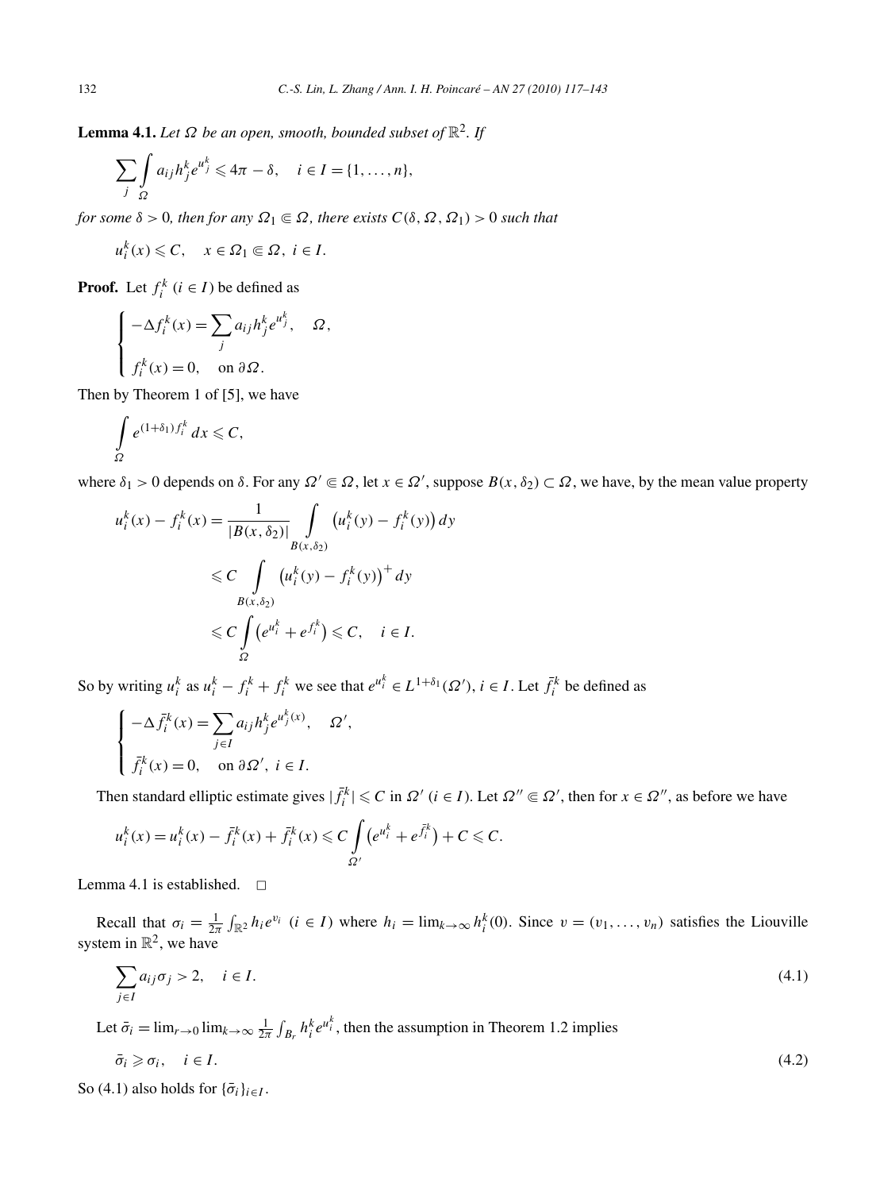**Lemma 4.1.** *Let $\Omega$ be an open, smooth, bounded subset of $\mathbb{R}^2$. If*

$$\sum_j \int_\Omega a_{ij} h_j^k e^{u_j^k} \leqslant 4\pi - \delta, \quad i \in I = \{1, \dots, n\},$$

*for some $\delta > 0$, then for any $\Omega_1 \Subset \Omega$, there exists $C(\delta, \Omega, \Omega_1) > 0$ such that*

$$u_i^k(x) \leqslant C, \quad x \in \Omega_1 \Subset \Omega, \ i \in I.$$

**Proof.** Let $f_i^k$ $(i \in I)$ be defined as

$$\begin{cases} -\Delta f_i^k(x) = \sum_j a_{ij} h_j^k e^{u_j^k}, & \Omega, \\ f_i^k(x) = 0, & \text{on } \partial\Omega. \end{cases}$$

Then by Theorem 1 of [5], we have

$$\int_\Omega e^{(1+\delta_1) f_i^k} \, dx \leqslant C,$$

where $\delta_1 > 0$ depends on $\delta$. For any $\Omega' \Subset \Omega$, let $x \in \Omega'$, suppose $B(x, \delta_2) \subset \Omega$, we have, by the mean value property

$$\begin{aligned} u_i^k(x) - f_i^k(x) &= \frac{1}{|B(x,\delta_2)|} \int_{B(x,\delta_2)} \left(u_i^k(y) - f_i^k(y)\right) dy \\ &\leqslant C \int_{B(x,\delta_2)} \left(u_i^k(y) - f_i^k(y)\right)^+ dy \\ &\leqslant C \int_\Omega \left(e^{u_i^k} + e^{f_i^k}\right) \leqslant C, \quad i \in I. \end{aligned}$$

So by writing $u_i^k$ as $u_i^k - f_i^k + f_i^k$ we see that $e^{u_i^k} \in L^{1+\delta_1}(\Omega')$, $i \in I$. Let $\bar{f}_i^k$ be defined as

$$\begin{cases} -\Delta \bar{f}_i^k(x) = \sum_{j \in I} a_{ij} h_j^k e^{u_j^k(x)}, & \Omega', \\ \bar{f}_i^k(x) = 0, & \text{on } \partial\Omega', \ i \in I. \end{cases}$$

Then standard elliptic estimate gives $|\bar{f}_i^k| \leqslant C$ in $\Omega'$ $(i \in I)$. Let $\Omega'' \Subset \Omega'$, then for $x \in \Omega''$, as before we have

$$u_i^k(x) = u_i^k(x) - \bar{f}_i^k(x) + \bar{f}_i^k(x) \leqslant C \int_{\Omega'} \left(e^{u_i^k} + e^{\bar{f}_i^k}\right) + C \leqslant C.$$

Lemma 4.1 is established. $\square$

Recall that $\sigma_i = \frac{1}{2\pi} \int_{\mathbb{R}^2} h_i e^{v_i}$ $(i \in I)$ where $h_i = \lim_{k \to \infty} h_i^k(0)$. Since $v = (v_1, \dots, v_n)$ satisfies the Liouville system in $\mathbb{R}^2$, we have

$$\sum_{j \in I} a_{ij} \sigma_j > 2, \quad i \in I. \tag{4.1}$$

Let $\bar{\sigma}_i = \lim_{r \to 0} \lim_{k \to \infty} \frac{1}{2\pi} \int_{B_r} h_i^k e^{u_i^k}$, then the assumption in Theorem 1.2 implies

$$\bar{\sigma}_i \geqslant \sigma_i, \quad i \in I. \tag{4.2}$$

So (4.1) also holds for $\{\bar{\sigma}_i\}_{i \in I}$.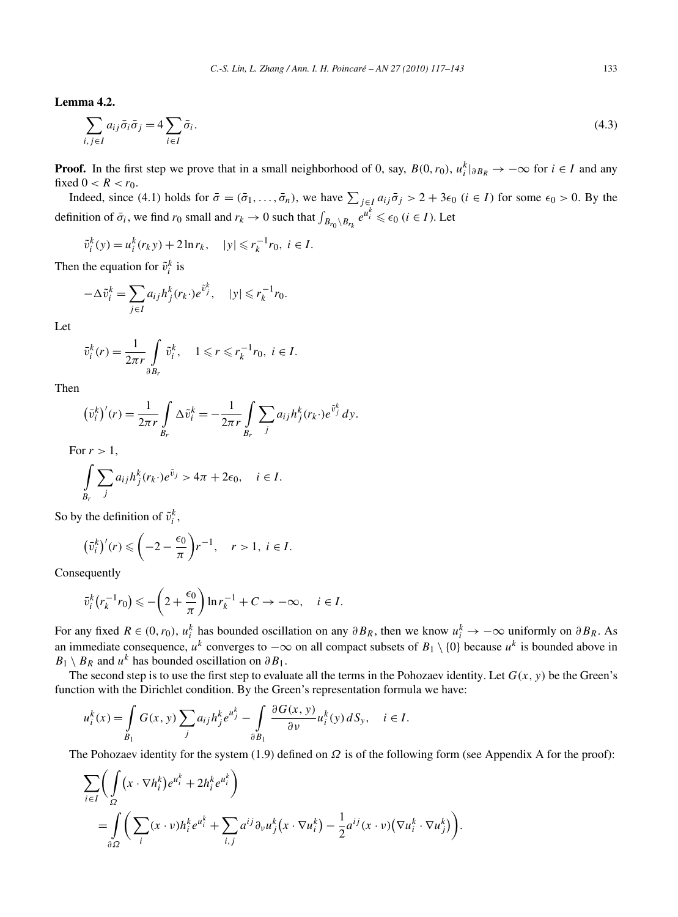**Lemma 4.2.**

$$\sum_{i,j\in I} a_{ij}\bar{\sigma}_i\bar{\sigma}_j = 4\sum_{i\in I}\bar{\sigma}_i. \tag{4.3}$$

**Proof.** In the first step we prove that in a small neighborhood of 0, say, $B(0,r_0)$, $u_i^k|_{\partial B_R} \to -\infty$ for $i \in I$ and any fixed $0 < R < r_0$.

Indeed, since (4.1) holds for $\bar{\sigma} = (\bar{\sigma}_1,\dots,\bar{\sigma}_n)$, we have $\sum_{j\in I} a_{ij}\bar{\sigma}_j > 2 + 3\epsilon_0$ $(i \in I)$ for some $\epsilon_0 > 0$. By the definition of $\bar{\sigma}_i$, we find $r_0$ small and $r_k \to 0$ such that $\int_{B_{r_0}\setminus B_{r_k}} e^{u_i^k} \leqslant \epsilon_0$ $(i \in I)$. Let

$$\tilde{v}_i^k(y) = u_i^k(r_k y) + 2\ln r_k, \quad |y| \leqslant r_k^{-1} r_0,\ i \in I.$$

Then the equation for $\tilde{v}_i^k$ is

$$-\Delta \tilde{v}_i^k = \sum_{j\in I} a_{ij} h_j^k(r_k\cdot) e^{\tilde{v}_j^k}, \quad |y| \leqslant r_k^{-1} r_0.$$

Let

$$\bar{v}_i^k(r) = \frac{1}{2\pi r}\int_{\partial B_r} \tilde{v}_i^k, \quad 1 \leqslant r \leqslant r_k^{-1} r_0,\ i \in I.$$

Then

$$\left(\bar{v}_i^k\right)'(r) = \frac{1}{2\pi r}\int_{B_r} \Delta\tilde{v}_i^k = -\frac{1}{2\pi r}\int_{B_r} \sum_j a_{ij} h_j^k(r_k\cdot) e^{\tilde{v}_j^k}\,dy.$$

For $r > 1$,

$$\int_{B_r} \sum_j a_{ij} h_j^k(r_k\cdot) e^{\tilde{v}_j} > 4\pi + 2\epsilon_0, \quad i \in I.$$

So by the definition of $\tilde{v}_i^k$,

$$\left(\bar{v}_i^k\right)'(r) \leqslant \left(-2 - \frac{\epsilon_0}{\pi}\right) r^{-1}, \quad r > 1,\ i \in I.$$

Consequently

$$\bar{v}_i^k\left(r_k^{-1} r_0\right) \leqslant -\left(2 + \frac{\epsilon_0}{\pi}\right)\ln r_k^{-1} + C \to -\infty, \quad i \in I.$$

For any fixed $R \in (0, r_0)$, $u_i^k$ has bounded oscillation on any $\partial B_R$, then we know $u_i^k \to -\infty$ uniformly on $\partial B_R$. As an immediate consequence, $u^k$ converges to $-\infty$ on all compact subsets of $B_1 \setminus \{0\}$ because $u^k$ is bounded above in $B_1 \setminus B_R$ and $u^k$ has bounded oscillation on $\partial B_1$.

The second step is to use the first step to evaluate all the terms in the Pohozaev identity. Let $G(x,y)$ be the Green's function with the Dirichlet condition. By the Green's representation formula we have:

$$u_i^k(x) = \int_{B_1} G(x,y)\sum_j a_{ij} h_j^k e^{u_j^k} - \int_{\partial B_1} \frac{\partial G(x,y)}{\partial \nu} u_i^k(y)\,dS_y, \quad i \in I.$$

The Pohozaev identity for the system (1.9) defined on $\Omega$ is of the following form (see Appendix A for the proof):

$$\begin{aligned}
&\sum_{i\in I}\left(\int_{\Omega} \left(x\cdot\nabla h_i^k\right)e^{u_i^k} + 2h_i^k e^{u_i^k}\right) \\
&\quad = \int_{\partial\Omega}\left(\sum_i (x\cdot\nu) h_i^k e^{u_i^k} + \sum_{i,j} a^{ij}\partial_\nu u_j^k\left(x\cdot\nabla u_i^k\right) - \frac{1}{2}a^{ij}(x\cdot\nu)\left(\nabla u_i^k\cdot\nabla u_j^k\right)\right).
\end{aligned}$$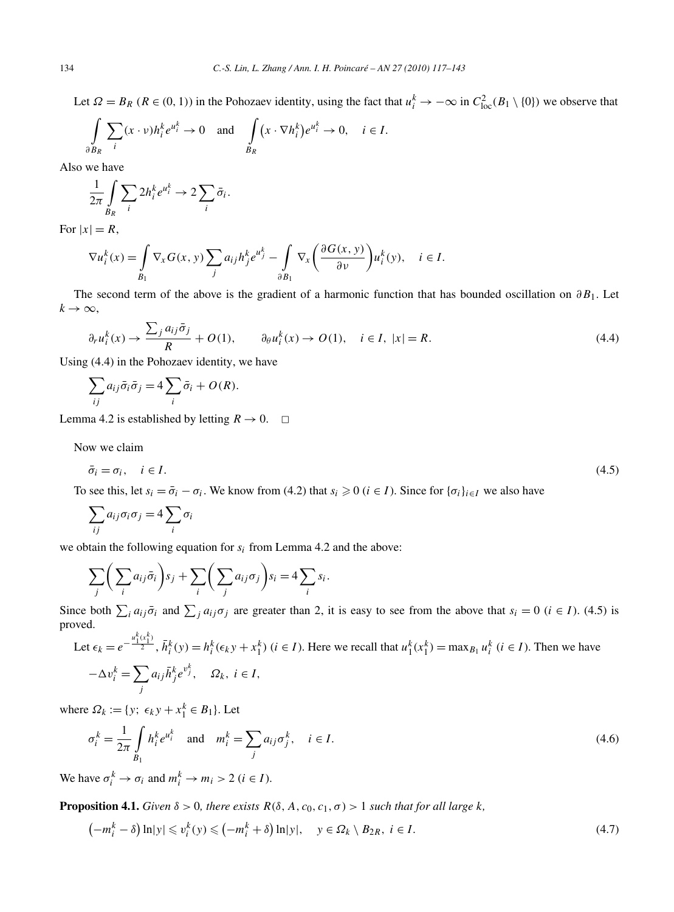Let $\Omega = B_R$ ($R \in (0,1)$) in the Pohozaev identity, using the fact that $u_i^k \to -\infty$ in $C^2_{\text{loc}}(B_1 \setminus \{0\})$ we observe that

$$\int_{\partial B_R} \sum_i (x \cdot \nu) h_i^k e^{u_i^k} \to 0 \quad \text{and} \quad \int_{B_R} \left(x \cdot \nabla h_i^k\right) e^{u_i^k} \to 0, \quad i \in I.$$

Also we have

$$\frac{1}{2\pi} \int_{B_R} \sum_i 2 h_i^k e^{u_i^k} \to 2 \sum_i \bar{\sigma}_i.$$

For $|x| = R$,

$$\nabla u_i^k(x) = \int_{B_1} \nabla_x G(x,y) \sum_j a_{ij} h_j^k e^{u_j^k} - \int_{\partial B_1} \nabla_x \left( \frac{\partial G(x,y)}{\partial \nu} \right) u_i^k(y), \quad i \in I.$$

The second term of the above is the gradient of a harmonic function that has bounded oscillation on $\partial B_1$. Let $k \to \infty$,

$$\partial_r u_i^k(x) \to \frac{\sum_j a_{ij} \bar{\sigma}_j}{R} + O(1), \qquad \partial_\theta u_i^k(x) \to O(1), \quad i \in I, \ |x| = R. \tag{4.4}$$

Using (4.4) in the Pohozaev identity, we have

$$\sum_{ij} a_{ij} \bar{\sigma}_i \bar{\sigma}_j = 4 \sum_i \bar{\sigma}_i + O(R).$$

Lemma 4.2 is established by letting $R \to 0$. $\square$

Now we claim

$$\bar{\sigma}_i = \sigma_i, \quad i \in I. \tag{4.5}$$

To see this, let $s_i = \bar{\sigma}_i - \sigma_i$. We know from (4.2) that $s_i \geqslant 0$ ($i \in I$). Since for $\{\sigma_i\}_{i \in I}$ we also have

$$\sum_{ij} a_{ij} \sigma_i \sigma_j = 4 \sum_i \sigma_i$$

we obtain the following equation for $s_i$ from Lemma 4.2 and the above:

$$\sum_j \left( \sum_i a_{ij} \bar{\sigma}_i \right) s_j + \sum_i \left( \sum_j a_{ij} \sigma_j \right) s_i = 4 \sum_i s_i.$$

Since both $\sum_i a_{ij} \bar{\sigma}_i$ and $\sum_j a_{ij} \sigma_j$ are greater than 2, it is easy to see from the above that $s_i = 0$ ($i \in I$). (4.5) is proved.

Let $\epsilon_k = e^{-\frac{u_1^k(x_1^k)}{2}}$, $\bar{h}_i^k(y) = h_i^k(\epsilon_k y + x_1^k)$ ($i \in I$). Here we recall that $u_1^k(x_1^k) = \max_{B_1} u_i^k$ ($i \in I$). Then we have

$$-\Delta v_i^k = \sum_j a_{ij} \bar{h}_j^k e^{v_j^k}, \quad \Omega_k, \ i \in I,$$

where $\Omega_k := \{y;\ \epsilon_k y + x_1^k \in B_1\}$. Let

$$\sigma_i^k = \frac{1}{2\pi} \int_{B_1} h_i^k e^{u_i^k} \quad \text{and} \quad m_i^k = \sum_j a_{ij} \sigma_j^k, \quad i \in I. \tag{4.6}$$

We have $\sigma_i^k \to \sigma_i$ and $m_i^k \to m_i > 2$ ($i \in I$).

**Proposition 4.1.** *Given $\delta > 0$, there exists $R(\delta, A, c_0, c_1, \sigma) > 1$ such that for all large $k$,*

$$\left(-m_i^k - \delta\right) \ln|y| \leqslant v_i^k(y) \leqslant \left(-m_i^k + \delta\right) \ln|y|, \quad y \in \Omega_k \setminus B_{2R}, \ i \in I. \tag{4.7}$$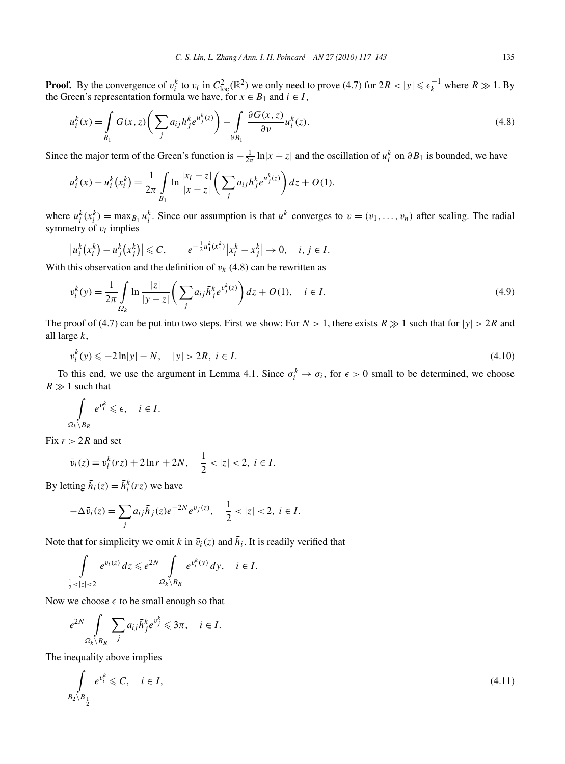**Proof.** By the convergence of $v_i^k$ to $v_i$ in $C^2_{\mathrm{loc}}(\mathbb{R}^2)$ we only need to prove (4.7) for $2R < |y| \leqslant \epsilon_k^{-1}$ where $R \gg 1$. By the Green's representation formula we have, for $x \in B_1$ and $i \in I$,

$$u_i^k(x) = \int_{B_1} G(x,z)\bigg(\sum_j a_{ij} h_j^k e^{u_j^k(z)}\bigg) - \int_{\partial B_1} \frac{\partial G(x,z)}{\partial \nu} u_i^k(z). \tag{4.8}$$

Since the major term of the Green's function is $-\frac{1}{2\pi}\ln|x-z|$ and the oscillation of $u_i^k$ on $\partial B_1$ is bounded, we have

$$u_i^k(x) - u_i^k\big(x_i^k\big) = \frac{1}{2\pi}\int_{B_1} \ln\frac{|x_i - z|}{|x-z|}\bigg(\sum_j a_{ij} h_j^k e^{u_j^k(z)}\bigg)\,dz + O(1).$$

where $u_i^k(x_i^k) = \max_{B_1} u_i^k$. Since our assumption is that $u^k$ converges to $v = (v_1, \dots, v_n)$ after scaling. The radial symmetry of $v_i$ implies

$$\big|u_i^k\big(x_i^k\big) - u_j^k\big(x_j^k\big)\big| \leqslant C, \qquad e^{-\frac{1}{2}u_1^k(x_1^k)}\big|x_i^k - x_j^k\big| \to 0, \quad i,j \in I.$$

With this observation and the definition of $v_k$ (4.8) can be rewritten as

$$v_i^k(y) = \frac{1}{2\pi}\int_{\Omega_k} \ln\frac{|z|}{|y-z|}\bigg(\sum_j a_{ij}\bar{h}_j^k e^{v_j^k(z)}\bigg)\,dz + O(1), \quad i \in I. \tag{4.9}$$

The proof of (4.7) can be put into two steps. First we show: For $N > 1$, there exists $R \gg 1$ such that for $|y| > 2R$ and all large $k$,

$$v_i^k(y) \leqslant -2\ln|y| - N, \quad |y| > 2R,\ i \in I. \tag{4.10}$$

To this end, we use the argument in Lemma 4.1. Since $\sigma_i^k \to \sigma_i$, for $\epsilon > 0$ small to be determined, we choose $R \gg 1$ such that

$$\int_{\Omega_k \setminus B_R} e^{v_i^k} \leqslant \epsilon, \quad i \in I.$$

Fix $r > 2R$ and set

$$\bar{v}_i(z) = v_i^k(rz) + 2\ln r + 2N, \quad \frac{1}{2} < |z| < 2,\ i \in I.$$

By letting $\bar{h}_i(z) = \bar{h}_i^k(rz)$ we have

$$-\Delta \bar{v}_i(z) = \sum_j a_{ij}\bar{h}_j(z) e^{-2N} e^{\bar{v}_j(z)}, \quad \frac{1}{2} < |z| < 2,\ i \in I.$$

Note that for simplicity we omit $k$ in $\bar{v}_i(z)$ and $\bar{h}_i$. It is readily verified that

$$\int_{\frac{1}{2}<|z|<2} e^{\bar{v}_i(z)}\,dz \leqslant e^{2N}\int_{\Omega_k \setminus B_R} e^{v_i^k(y)}\,dy, \quad i \in I.$$

Now we choose $\epsilon$ to be small enough so that

$$e^{2N}\int_{\Omega_k \setminus B_R} \sum_j a_{ij}\bar{h}_j^k e^{v_j^k} \leqslant 3\pi, \quad i \in I.$$

The inequality above implies

$$\int_{B_2 \setminus B_{\frac{1}{2}}} e^{\bar{v}_i^k} \leqslant C, \quad i \in I, \tag{4.11}$$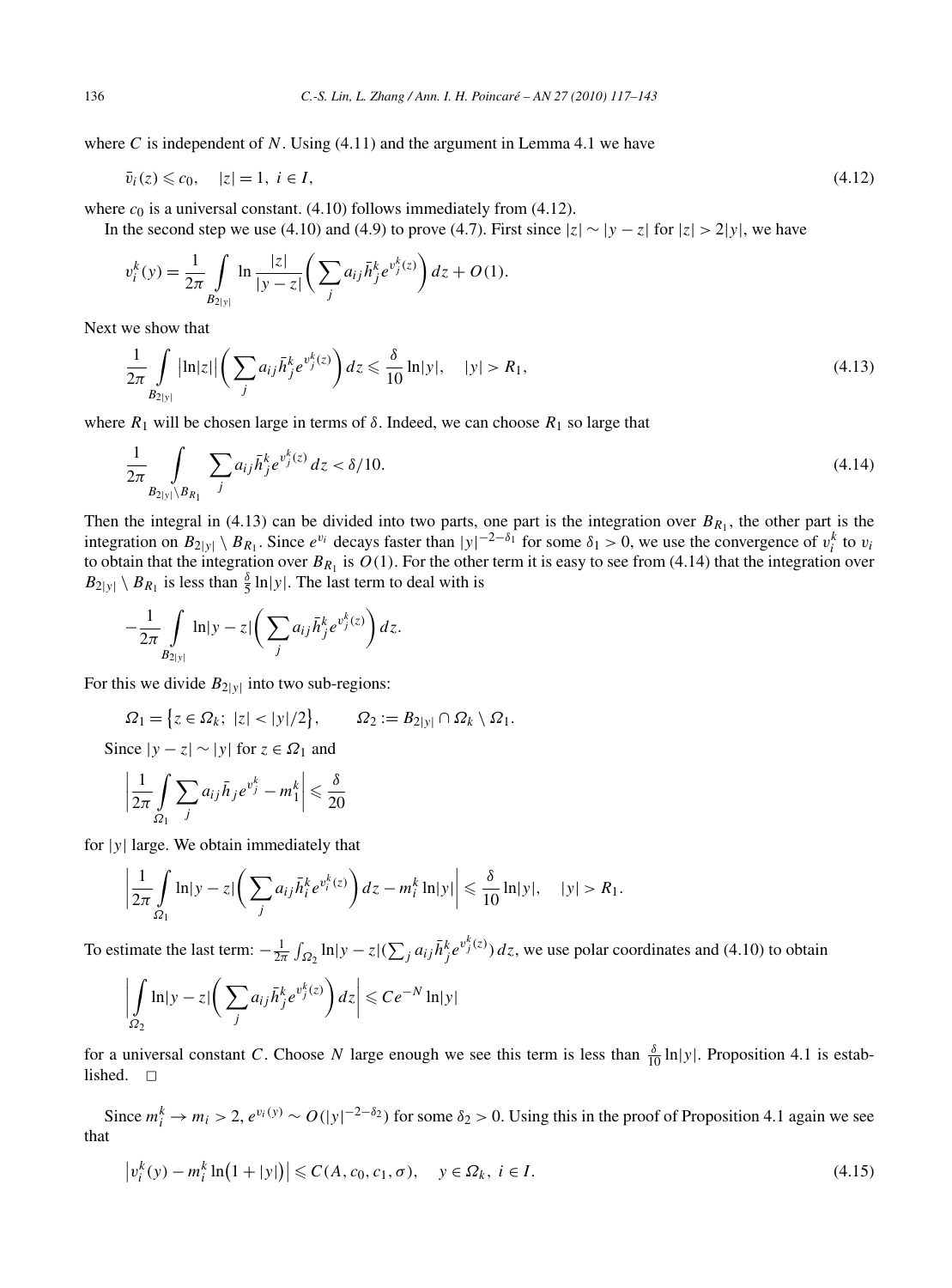where $C$ is independent of $N$. Using (4.11) and the argument in Lemma 4.1 we have

$$\bar{v}_i(z) \leqslant c_0, \quad |z| = 1, \ i \in I, \tag{4.12}$$

where $c_0$ is a universal constant. (4.10) follows immediately from (4.12).

In the second step we use (4.10) and (4.9) to prove (4.7). First since $|z| \sim |y-z|$ for $|z| > 2|y|$, we have

$$v_i^k(y) = \frac{1}{2\pi} \int_{B_{2|y|}} \ln \frac{|z|}{|y-z|} \left( \sum_j a_{ij} \bar{h}_j^k e^{v_j^k(z)} \right) dz + O(1).$$

Next we show that

$$\frac{1}{2\pi} \int_{B_{2|y|}} \big|\ln|z|\big| \left( \sum_j a_{ij} \bar{h}_j^k e^{v_j^k(z)} \right) dz \leqslant \frac{\delta}{10} \ln|y|, \quad |y| > R_1, \tag{4.13}$$

where $R_1$ will be chosen large in terms of $\delta$. Indeed, we can choose $R_1$ so large that

$$\frac{1}{2\pi} \int_{B_{2|y|} \setminus B_{R_1}} \sum_j a_{ij} \bar{h}_j^k e^{v_j^k(z)} dz < \delta/10. \tag{4.14}$$

Then the integral in (4.13) can be divided into two parts, one part is the integration over $B_{R_1}$, the other part is the integration on $B_{2|y|} \setminus B_{R_1}$. Since $e^{v_i}$ decays faster than $|y|^{-2-\delta_1}$ for some $\delta_1 > 0$, we use the convergence of $v_i^k$ to $v_i$ to obtain that the integration over $B_{R_1}$ is $O(1)$. For the other term it is easy to see from (4.14) that the integration over $B_{2|y|} \setminus B_{R_1}$ is less than $\frac{\delta}{5} \ln|y|$. The last term to deal with is

$$-\frac{1}{2\pi} \int_{B_{2|y|}} \ln|y-z| \left( \sum_j a_{ij} \bar{h}_j^k e^{v_j^k(z)} \right) dz.$$

For this we divide $B_{2|y|}$ into two sub-regions:

$$\Omega_1 = \big\{ z \in \Omega_k;\ |z| < |y|/2 \big\}, \qquad \Omega_2 := B_{2|y|} \cap \Omega_k \setminus \Omega_1.$$

Since $|y-z| \sim |y|$ for $z \in \Omega_1$ and

$$\left| \frac{1}{2\pi} \int_{\Omega_1} \sum_j a_{ij} \bar{h}_j e^{v_j^k} - m_1^k \right| \leqslant \frac{\delta}{20}$$

for $|y|$ large. We obtain immediately that

$$\left| \frac{1}{2\pi} \int_{\Omega_1} \ln|y-z| \left( \sum_j a_{ij} \bar{h}_i^k e^{v_i^k(z)} \right) dz - m_i^k \ln|y| \right| \leqslant \frac{\delta}{10} \ln|y|, \quad |y| > R_1.$$

To estimate the last term: $-\frac{1}{2\pi} \int_{\Omega_2} \ln|y-z| (\sum_j a_{ij} \bar{h}_j^k e^{v_j^k(z)})\, dz$, we use polar coordinates and (4.10) to obtain

$$\left| \int_{\Omega_2} \ln|y-z| \left( \sum_j a_{ij} \bar{h}_j^k e^{v_j^k(z)} \right) dz \right| \leqslant C e^{-N} \ln|y|$$

for a universal constant $C$. Choose $N$ large enough we see this term is less than $\frac{\delta}{10} \ln|y|$. Proposition 4.1 is established. $\square$

Since $m_i^k \to m_i > 2$, $e^{v_i(y)} \sim O(|y|^{-2-\delta_2})$ for some $\delta_2 > 0$. Using this in the proof of Proposition 4.1 again we see that

$$\big| v_i^k(y) - m_i^k \ln\big(1 + |y|\big) \big| \leqslant C(A, c_0, c_1, \sigma), \quad y \in \Omega_k, \ i \in I. \tag{4.15}$$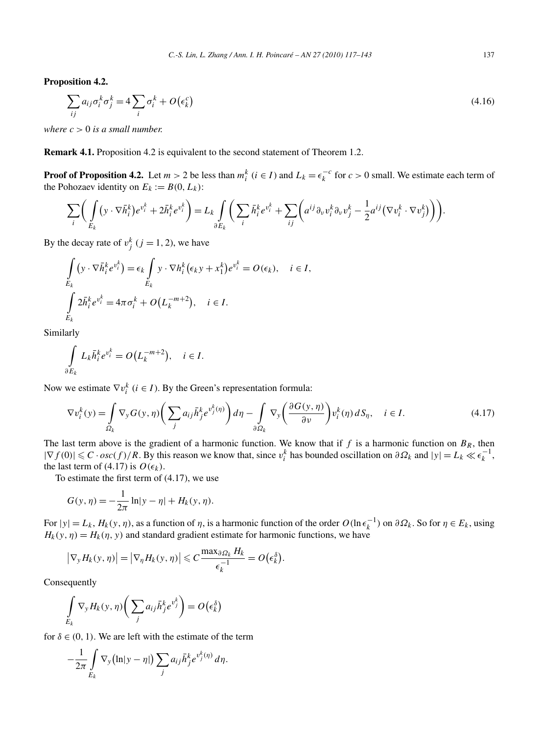**Proposition 4.2.**

$$\sum_{ij} a_{ij}\sigma_i^k\sigma_j^k = 4\sum_i \sigma_i^k + O\big(\epsilon_k^c\big) \tag{4.16}$$

*where $c>0$ is a small number.*

**Remark 4.1.** Proposition 4.2 is equivalent to the second statement of Theorem 1.2.

**Proof of Proposition 4.2.** Let $m>2$ be less than $m_i^k$ ($i\in I$) and $L_k=\epsilon_k^{-c}$ for $c>0$ small. We estimate each term of the Pohozaev identity on $E_k := B(0,L_k)$:

$$\sum_i\bigg(\int_{E_k}\big(y\cdot\nabla\bar h_i^k\big)e^{v_i^k}+2\bar h_i^k e^{v_i^k}\bigg)=L_k\int_{\partial E_k}\bigg(\sum_i \bar h_i^k e^{v_i^k}+\sum_{ij}\bigg(a^{ij}\partial_\nu v_i^k\partial_\nu v_j^k-\frac12 a^{ij}\big(\nabla v_i^k\cdot\nabla v_j^k\big)\bigg)\bigg).$$

By the decay rate of $v_j^k$ ($j=1,2$), we have

$$\int_{E_k}\big(y\cdot\nabla\bar h_i^k e^{v_i^k}\big)=\epsilon_k\int_{E_k} y\cdot\nabla h_i^k\big(\epsilon_k y+x_1^k\big)e^{v_i^k}=O(\epsilon_k),\quad i\in I,$$

$$\int_{E_k} 2\bar h_i^k e^{v_i^k}=4\pi\sigma_i^k+O\big(L_k^{-m+2}\big),\quad i\in I.$$

Similarly

$$\int_{\partial E_k} L_k\bar h_i^k e^{v_i^k}=O\big(L_k^{-m+2}\big),\quad i\in I.$$

Now we estimate $\nabla v_i^k$ ($i\in I$). By the Green's representation formula:

$$\nabla v_i^k(y)=\int_{\Omega_k}\nabla_y G(y,\eta)\bigg(\sum_j a_{ij}\bar h_j^k e^{v_j^k(\eta)}\bigg)d\eta-\int_{\partial\Omega_k}\nabla_y\bigg(\frac{\partial G(y,\eta)}{\partial\nu}\bigg)v_i^k(\eta)\,dS_\eta,\quad i\in I. \tag{4.17}$$

The last term above is the gradient of a harmonic function. We know that if $f$ is a harmonic function on $B_R$, then $|\nabla f(0)|\leqslant C\cdot osc(f)/R$. By this reason we know that, since $v_i^k$ has bounded oscillation on $\partial\Omega_k$ and $|y|=L_k\ll\epsilon_k^{-1}$, the last term of (4.17) is $O(\epsilon_k)$.

To estimate the first term of (4.17), we use

$$G(y,\eta)=-\frac{1}{2\pi}\ln|y-\eta|+H_k(y,\eta).$$

For $|y|=L_k$, $H_k(y,\eta)$, as a function of $\eta$, is a harmonic function of the order $O(\ln\epsilon_k^{-1})$ on $\partial\Omega_k$. So for $\eta\in E_k$, using $H_k(y,\eta)=H_k(\eta,y)$ and standard gradient estimate for harmonic functions, we have

$$\big|\nabla_y H_k(y,\eta)\big|=\big|\nabla_\eta H_k(y,\eta)\big|\leqslant C\frac{\max_{\partial\Omega_k}H_k}{\epsilon_k^{-1}}=O\big(\epsilon_k^\delta\big).$$

Consequently

$$\int_{E_k}\nabla_y H_k(y,\eta)\bigg(\sum_j a_{ij}\bar h_j^k e^{v_j^k}\bigg)=O\big(\epsilon_k^\delta\big)$$

for $\delta\in(0,1)$. We are left with the estimate of the term

$$-\frac{1}{2\pi}\int_{E_k}\nabla_y\big(\ln|y-\eta|\big)\sum_j a_{ij}\bar h_j^k e^{v_j^k(\eta)}\,d\eta.$$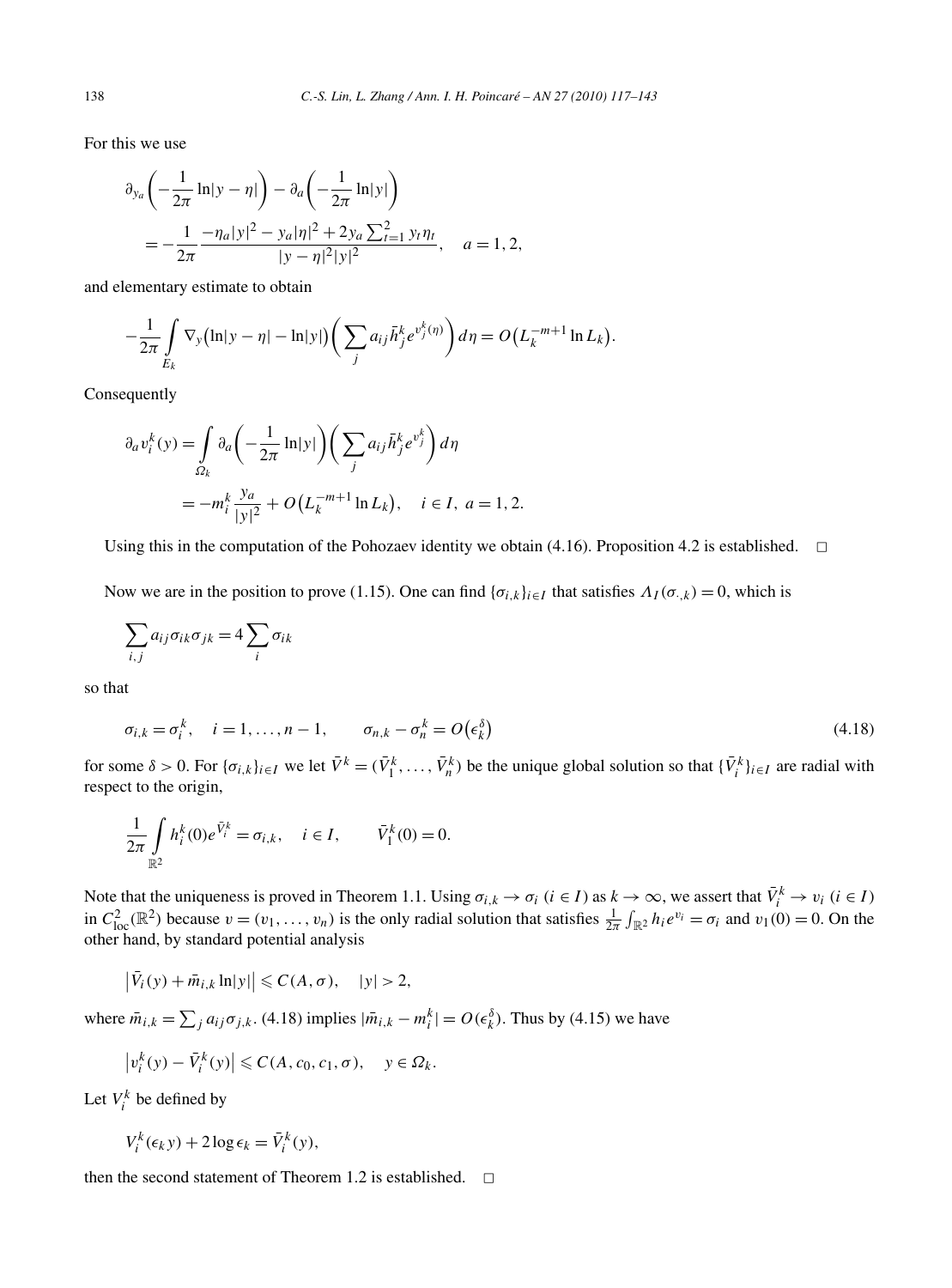For this we use

$$\partial_{y_a}\left(-\frac{1}{2\pi}\ln|y-\eta|\right)-\partial_a\left(-\frac{1}{2\pi}\ln|y|\right)$$
$$=-\frac{1}{2\pi}\frac{-\eta_a|y|^2-y_a|\eta|^2+2y_a\sum_{t=1}^2 y_t\eta_t}{|y-\eta|^2|y|^2},\quad a=1,2,$$

and elementary estimate to obtain

$$-\frac{1}{2\pi}\int_{E_k}\nabla_y\big(\ln|y-\eta|-\ln|y|\big)\left(\sum_j a_{ij}\bar h_j^k e^{v_j^k(\eta)}\right)d\eta=O\big(L_k^{-m+1}\ln L_k\big).$$

Consequently

$$\partial_a v_i^k(y)=\int_{\Omega_k}\partial_a\left(-\frac{1}{2\pi}\ln|y|\right)\left(\sum_j a_{ij}\bar h_j^k e^{v_j^k}\right)d\eta$$
$$=-m_i^k\frac{y_a}{|y|^2}+O\big(L_k^{-m+1}\ln L_k\big),\quad i\in I,\ a=1,2.$$

Using this in the computation of the Pohozaev identity we obtain (4.16). Proposition 4.2 is established. $\square$

Now we are in the position to prove (1.15). One can find $\{\sigma_{i,k}\}_{i\in I}$ that satisfies $\Lambda_I(\sigma_{\cdot,k})=0$, which is

$$\sum_{i,j}a_{ij}\sigma_{ik}\sigma_{jk}=4\sum_i\sigma_{ik}$$

so that

$$\sigma_{i,k}=\sigma_i^k,\quad i=1,\dots,n-1,\qquad \sigma_{n,k}-\sigma_n^k=O\big(\epsilon_k^\delta\big)\tag{4.18}$$

for some $\delta>0$. For $\{\sigma_{i,k}\}_{i\in I}$ we let $\bar V^k=(\bar V_1^k,\dots,\bar V_n^k)$ be the unique global solution so that $\{\bar V_i^k\}_{i\in I}$ are radial with respect to the origin,

$$\frac{1}{2\pi}\int_{\mathbb{R}^2}h_i^k(0)e^{\bar V_i^k}=\sigma_{i,k},\quad i\in I,\qquad \bar V_1^k(0)=0.$$

Note that the uniqueness is proved in Theorem 1.1. Using $\sigma_{i,k}\to\sigma_i$ $(i\in I)$ as $k\to\infty$, we assert that $\bar V_i^k\to v_i$ $(i\in I)$ in $C^2_{\mathrm{loc}}(\mathbb{R}^2)$ because $v=(v_1,\dots,v_n)$ is the only radial solution that satisfies $\frac{1}{2\pi}\int_{\mathbb{R}^2}h_ie^{v_i}=\sigma_i$ and $v_1(0)=0$. On the other hand, by standard potential analysis

$$\big|\bar V_i(y)+\bar m_{i,k}\ln|y|\big|\leqslant C(A,\sigma),\quad |y|>2,$$

where $\bar m_{i,k}=\sum_j a_{ij}\sigma_{j,k}$. (4.18) implies $|\bar m_{i,k}-m_i^k|=O(\epsilon_k^\delta)$. Thus by (4.15) we have

$$\big|v_i^k(y)-\bar V_i^k(y)\big|\leqslant C(A,c_0,c_1,\sigma),\quad y\in\Omega_k.$$

Let $V_i^k$ be defined by

$$V_i^k(\epsilon_k y)+2\log\epsilon_k=\bar V_i^k(y),$$

then the second statement of Theorem 1.2 is established. $\square$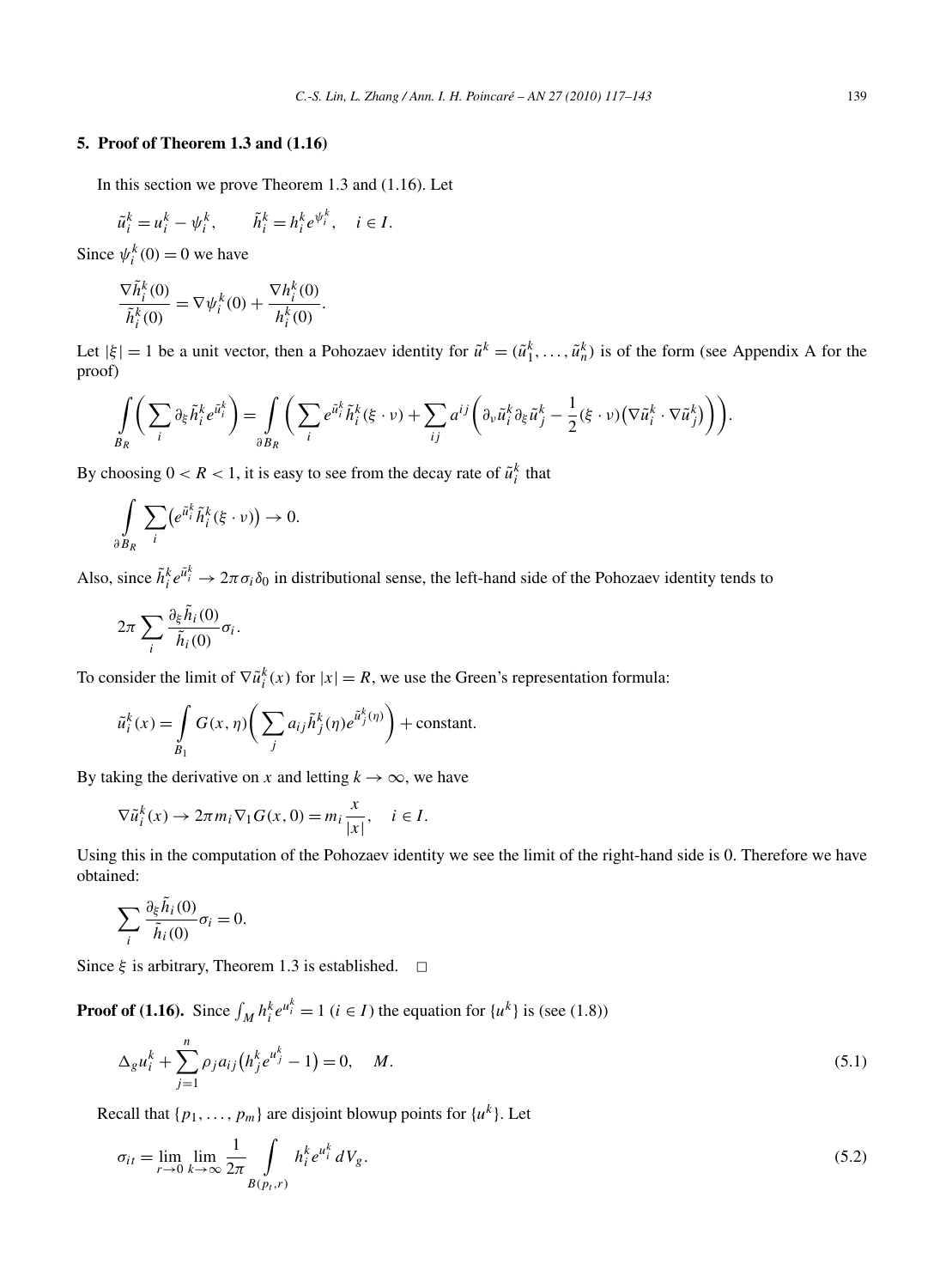## 5. Proof of Theorem 1.3 and (1.16)

In this section we prove Theorem 1.3 and (1.16). Let

$$\tilde{u}_i^k = u_i^k - \psi_i^k, \qquad \tilde{h}_i^k = h_i^k e^{\psi_i^k}, \quad i \in I.$$

Since $\psi_i^k(0) = 0$ we have

$$\frac{\nabla \tilde{h}_i^k(0)}{\tilde{h}_i^k(0)} = \nabla \psi_i^k(0) + \frac{\nabla h_i^k(0)}{h_i^k(0)}.$$

Let $|\xi| = 1$ be a unit vector, then a Pohozaev identity for $\tilde{u}^k = (\tilde{u}_1^k, \ldots, \tilde{u}_n^k)$ is of the form (see Appendix A for the proof)

$$\int_{B_R} \left( \sum_i \partial_\xi \tilde{h}_i^k e^{\tilde{u}_i^k} \right) = \int_{\partial B_R} \left( \sum_i e^{\tilde{u}_i^k} \tilde{h}_i^k (\xi \cdot \nu) + \sum_{ij} a^{ij} \left( \partial_\nu \tilde{u}_i^k \partial_\xi \tilde{u}_j^k - \frac{1}{2} (\xi \cdot \nu) \left( \nabla \tilde{u}_i^k \cdot \nabla \tilde{u}_j^k \right) \right) \right).$$

By choosing $0 < R < 1$, it is easy to see from the decay rate of $\tilde{u}_i^k$ that

$$\int_{\partial B_R} \sum_i \left( e^{\tilde{u}_i^k} \tilde{h}_i^k (\xi \cdot \nu) \right) \to 0.$$

Also, since $\tilde{h}_i^k e^{\tilde{u}_i^k} \to 2\pi \sigma_i \delta_0$ in distributional sense, the left-hand side of the Pohozaev identity tends to

$$2\pi \sum_i \frac{\partial_\xi \tilde{h}_i(0)}{\tilde{h}_i(0)} \sigma_i.$$

To consider the limit of $\nabla \tilde{u}_i^k(x)$ for $|x| = R$, we use the Green's representation formula:

$$\tilde{u}_i^k(x) = \int_{B_1} G(x, \eta) \left( \sum_j a_{ij} \tilde{h}_j^k(\eta) e^{\tilde{u}_j^k(\eta)} \right) + \text{constant}.$$

By taking the derivative on $x$ and letting $k \to \infty$, we have

$$\nabla \tilde{u}_i^k(x) \to 2\pi m_i \nabla_1 G(x, 0) = m_i \frac{x}{|x|}, \quad i \in I.$$

Using this in the computation of the Pohozaev identity we see the limit of the right-hand side is 0. Therefore we have obtained:

$$\sum_i \frac{\partial_\xi \tilde{h}_i(0)}{\tilde{h}_i(0)} \sigma_i = 0.$$

Since $\xi$ is arbitrary, Theorem 1.3 is established. $\square$

**Proof of (1.16).** Since $\int_M h_i^k e^{u_i^k} = 1$ ($i \in I$) the equation for $\{u^k\}$ is (see (1.8))

$$\Delta_g u_i^k + \sum_{j=1}^n \rho_j a_{ij} \left( h_j^k e^{u_j^k} - 1 \right) = 0, \quad M. \tag{5.1}$$

Recall that $\{p_1, \ldots, p_m\}$ are disjoint blowup points for $\{u^k\}$. Let

$$\sigma_{it} = \lim_{r \to 0} \lim_{k \to \infty} \frac{1}{2\pi} \int_{B(p_t, r)} h_i^k e^{u_i^k} \, dV_g. \tag{5.2}$$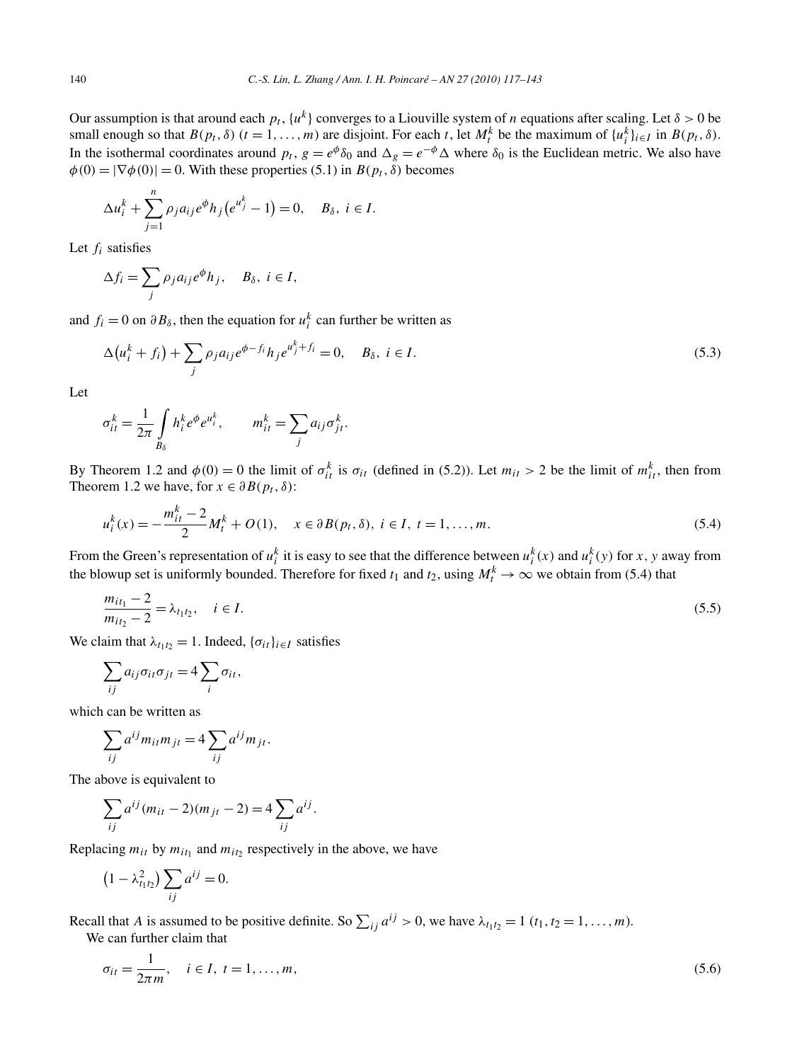Our assumption is that around each $p_t$, $\{u^k\}$ converges to a Liouville system of $n$ equations after scaling. Let $\delta > 0$ be small enough so that $B(p_t, \delta)$ $(t = 1, \dots, m)$ are disjoint. For each $t$, let $M_t^k$ be the maximum of $\{u_i^k\}_{i \in I}$ in $B(p_t, \delta)$. In the isothermal coordinates around $p_t$, $g = e^{\phi}\delta_0$ and $\Delta_g = e^{-\phi}\Delta$ where $\delta_0$ is the Euclidean metric. We also have $\phi(0) = |\nabla\phi(0)| = 0$. With these properties (5.1) in $B(p_t, \delta)$ becomes

$$\Delta u_i^k + \sum_{j=1}^n \rho_j a_{ij} e^{\phi} h_j \left(e^{u_j^k} - 1\right) = 0, \quad B_\delta,\ i \in I.$$

Let $f_i$ satisfies

$$\Delta f_i = \sum_j \rho_j a_{ij} e^{\phi} h_j, \quad B_\delta,\ i \in I,$$

and $f_i = 0$ on $\partial B_\delta$, then the equation for $u_i^k$ can further be written as

$$\Delta\left(u_i^k + f_i\right) + \sum_j \rho_j a_{ij} e^{\phi - f_i} h_j e^{u_j^k + f_i} = 0, \quad B_\delta,\ i \in I. \tag{5.3}$$

Let

$$\sigma_{it}^k = \frac{1}{2\pi} \int_{B_\delta} h_i^k e^{\phi} e^{u_i^k}, \qquad m_{it}^k = \sum_j a_{ij} \sigma_{jt}^k.$$

By Theorem 1.2 and $\phi(0) = 0$ the limit of $\sigma_{it}^k$ is $\sigma_{it}$ (defined in (5.2)). Let $m_{it} > 2$ be the limit of $m_{it}^k$, then from Theorem 1.2 we have, for $x \in \partial B(p_t, \delta)$:

$$u_i^k(x) = -\frac{m_{it}^k - 2}{2} M_t^k + O(1), \quad x \in \partial B(p_t, \delta),\ i \in I,\ t = 1, \dots, m. \tag{5.4}$$

From the Green's representation of $u_i^k$ it is easy to see that the difference between $u_i^k(x)$ and $u_i^k(y)$ for $x, y$ away from the blowup set is uniformly bounded. Therefore for fixed $t_1$ and $t_2$, using $M_t^k \to \infty$ we obtain from (5.4) that

$$\frac{m_{it_1} - 2}{m_{it_2} - 2} = \lambda_{t_1 t_2}, \quad i \in I. \tag{5.5}$$

We claim that $\lambda_{t_1 t_2} = 1$. Indeed, $\{\sigma_{it}\}_{i \in I}$ satisfies

$$\sum_{ij} a_{ij} \sigma_{it} \sigma_{jt} = 4 \sum_i \sigma_{it},$$

which can be written as

$$\sum_{ij} a^{ij} m_{it} m_{jt} = 4 \sum_{ij} a^{ij} m_{jt}.$$

The above is equivalent to

$$\sum_{ij} a^{ij} (m_{it} - 2)(m_{jt} - 2) = 4 \sum_{ij} a^{ij}.$$

Replacing $m_{it}$ by $m_{it_1}$ and $m_{it_2}$ respectively in the above, we have

$$\left(1 - \lambda_{t_1 t_2}^2\right) \sum_{ij} a^{ij} = 0.$$

Recall that $A$ is assumed to be positive definite. So $\sum_{ij} a^{ij} > 0$, we have $\lambda_{t_1 t_2} = 1$ $(t_1, t_2 = 1, \dots, m)$.

We can further claim that

$$\sigma_{it} = \frac{1}{2\pi m}, \quad i \in I,\ t = 1, \dots, m, \tag{5.6}$$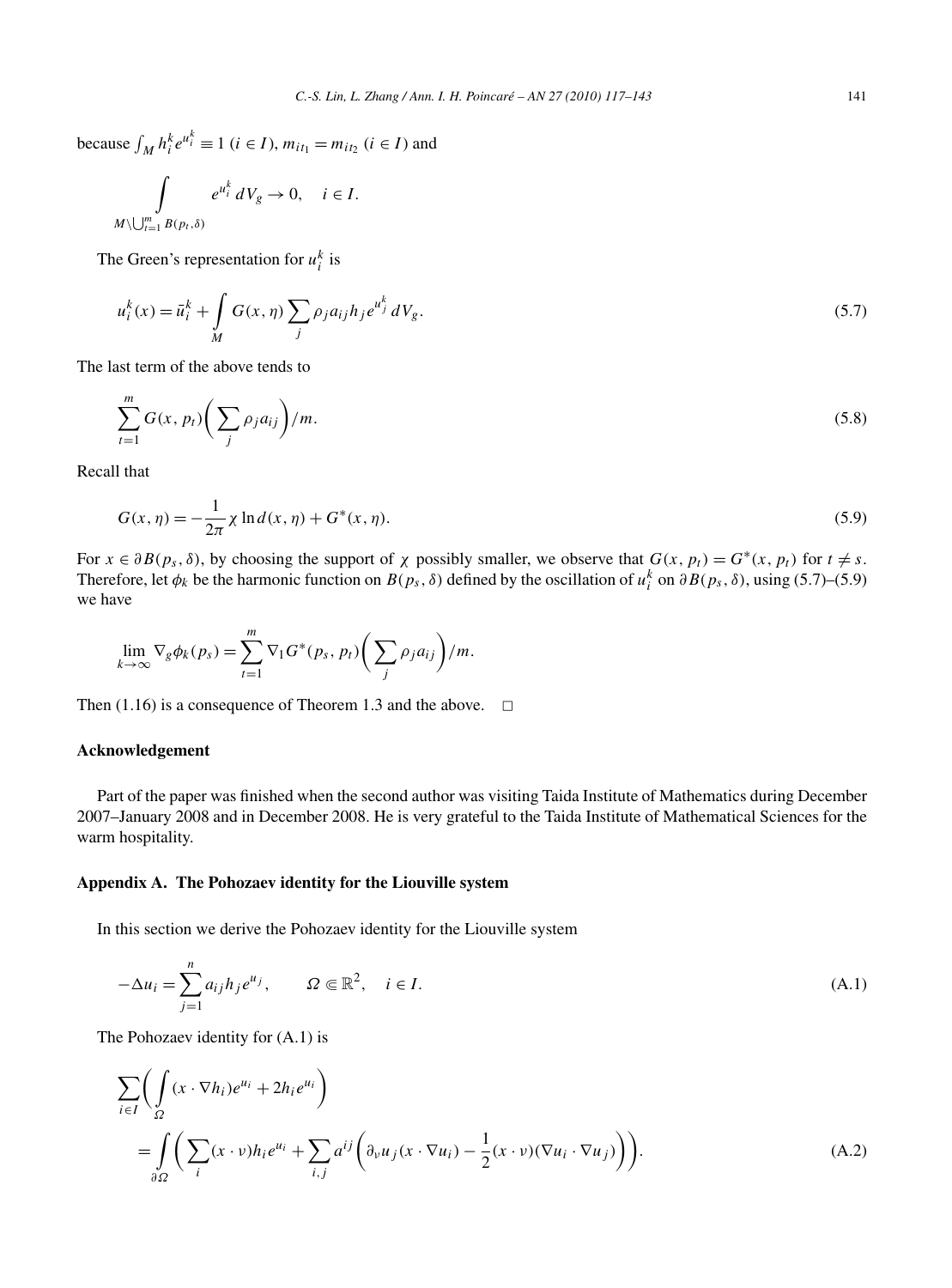because $\int_M h_i^k e^{u_i^k} \equiv 1$ ($i \in I$), $m_{it_1} = m_{it_2}$ ($i \in I$) and

$$\int_{M \setminus \bigcup_{t=1}^m B(p_t,\delta)} e^{u_i^k}\, dV_g \to 0, \quad i \in I.$$

The Green's representation for $u_i^k$ is

$$u_i^k(x) = \bar{u}_i^k + \int_M G(x,\eta) \sum_j \rho_j a_{ij} h_j e^{u_j^k}\, dV_g. \tag{5.7}$$

The last term of the above tends to

$$\sum_{t=1}^m G(x,p_t)\bigg(\sum_j \rho_j a_{ij}\bigg)/m. \tag{5.8}$$

Recall that

$$G(x,\eta) = -\frac{1}{2\pi}\chi \ln d(x,\eta) + G^*(x,\eta). \tag{5.9}$$

For $x \in \partial B(p_s,\delta)$, by choosing the support of $\chi$ possibly smaller, we observe that $G(x,p_t) = G^*(x,p_t)$ for $t \neq s$. Therefore, let $\phi_k$ be the harmonic function on $B(p_s,\delta)$ defined by the oscillation of $u_i^k$ on $\partial B(p_s,\delta)$, using (5.7)–(5.9) we have

$$\lim_{k\to\infty} \nabla_g \phi_k(p_s) = \sum_{t=1}^m \nabla_1 G^*(p_s,p_t)\bigg(\sum_j \rho_j a_{ij}\bigg)/m.$$

Then (1.16) is a consequence of Theorem 1.3 and the above. $\square$

## Acknowledgement

Part of the paper was finished when the second author was visiting Taida Institute of Mathematics during December 2007–January 2008 and in December 2008. He is very grateful to the Taida Institute of Mathematical Sciences for the warm hospitality.

## Appendix A. The Pohozaev identity for the Liouville system

In this section we derive the Pohozaev identity for the Liouville system

$$-\Delta u_i = \sum_{j=1}^n a_{ij} h_j e^{u_j}, \qquad \Omega \Subset \mathbb{R}^2, \quad i \in I. \tag{A.1}$$

The Pohozaev identity for (A.1) is

$$\begin{aligned}
&\sum_{i\in I}\bigg(\int_\Omega (x\cdot\nabla h_i)e^{u_i} + 2h_i e^{u_i}\bigg) \\
&\quad = \int_{\partial\Omega}\bigg(\sum_i (x\cdot\nu)h_i e^{u_i} + \sum_{i,j} a^{ij}\bigg(\partial_\nu u_j(x\cdot\nabla u_i) - \frac{1}{2}(x\cdot\nu)(\nabla u_i\cdot\nabla u_j)\bigg)\bigg).
\end{aligned} \tag{A.2}$$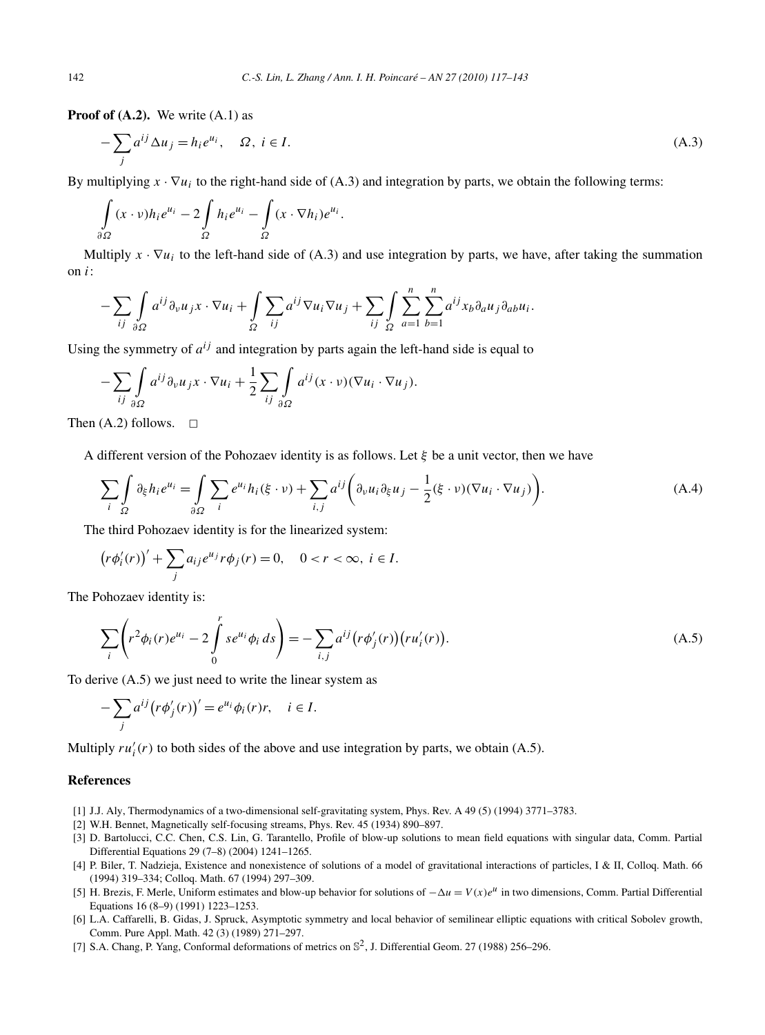**Proof of (A.2).** We write (A.1) as

$$-\sum_j a^{ij}\Delta u_j = h_i e^{u_i}, \quad \Omega,\ i \in I. \tag{A.3}$$

By multiplying $x \cdot \nabla u_i$ to the right-hand side of (A.3) and integration by parts, we obtain the following terms:

$$\int_{\partial\Omega} (x\cdot\nu) h_i e^{u_i} - 2\int_\Omega h_i e^{u_i} - \int_\Omega (x\cdot\nabla h_i) e^{u_i}.$$

Multiply $x \cdot \nabla u_i$ to the left-hand side of (A.3) and use integration by parts, we have, after taking the summation on $i$:

$$-\sum_{ij}\int_{\partial\Omega} a^{ij}\partial_\nu u_j x\cdot\nabla u_i + \int_\Omega \sum_{ij} a^{ij}\nabla u_i \nabla u_j + \sum_{ij}\int_\Omega \sum_{a=1}^n \sum_{b=1}^n a^{ij} x_b \partial_a u_j \partial_{ab} u_i.$$

Using the symmetry of $a^{ij}$ and integration by parts again the left-hand side is equal to

$$-\sum_{ij}\int_{\partial\Omega} a^{ij}\partial_\nu u_j x\cdot\nabla u_i + \frac{1}{2}\sum_{ij}\int_{\partial\Omega} a^{ij}(x\cdot\nu)(\nabla u_i\cdot\nabla u_j).$$

Then (A.2) follows. □

A different version of the Pohozaev identity is as follows. Let $\xi$ be a unit vector, then we have

$$\sum_i \int_\Omega \partial_\xi h_i e^{u_i} = \int_{\partial\Omega} \sum_i e^{u_i} h_i (\xi\cdot\nu) + \sum_{i,j} a^{ij}\left(\partial_\nu u_i \partial_\xi u_j - \frac{1}{2}(\xi\cdot\nu)(\nabla u_i\cdot\nabla u_j)\right). \tag{A.4}$$

The third Pohozaev identity is for the linearized system:

$$\big(r\phi_i'(r)\big)' + \sum_j a_{ij} e^{u_j} r\phi_j(r) = 0, \quad 0 < r < \infty,\ i \in I.$$

The Pohozaev identity is:

$$\sum_i \left(r^2\phi_i(r)e^{u_i} - 2\int_0^r s e^{u_i}\phi_i\, ds\right) = -\sum_{i,j} a^{ij}\big(r\phi_j'(r)\big)\big(r u_i'(r)\big). \tag{A.5}$$

To derive (A.5) we just need to write the linear system as

$$-\sum_j a^{ij}\big(r\phi_j'(r)\big)' = e^{u_i}\phi_i(r) r, \quad i \in I.$$

Multiply $r u_i'(r)$ to both sides of the above and use integration by parts, we obtain (A.5).

## References

[1] J.J. Aly, Thermodynamics of a two-dimensional self-gravitating system, Phys. Rev. A 49 (5) (1994) 3771–3783.

[2] W.H. Bennet, Magnetically self-focusing streams, Phys. Rev. 45 (1934) 890–897.

[3] D. Bartolucci, C.C. Chen, C.S. Lin, G. Tarantello, Profile of blow-up solutions to mean field equations with singular data, Comm. Partial Differential Equations 29 (7–8) (2004) 1241–1265.

[4] P. Biler, T. Nadzieja, Existence and nonexistence of solutions of a model of gravitational interactions of particles, I & II, Colloq. Math. 66 (1994) 319–334; Colloq. Math. 67 (1994) 297–309.

[5] H. Brezis, F. Merle, Uniform estimates and blow-up behavior for solutions of $-\Delta u = V(x)e^u$ in two dimensions, Comm. Partial Differential Equations 16 (8–9) (1991) 1223–1253.

[6] L.A. Caffarelli, B. Gidas, J. Spruck, Asymptotic symmetry and local behavior of semilinear elliptic equations with critical Sobolev growth, Comm. Pure Appl. Math. 42 (3) (1989) 271–297.

[7] S.A. Chang, P. Yang, Conformal deformations of metrics on $\mathbb{S}^2$, J. Differential Geom. 27 (1988) 256–296.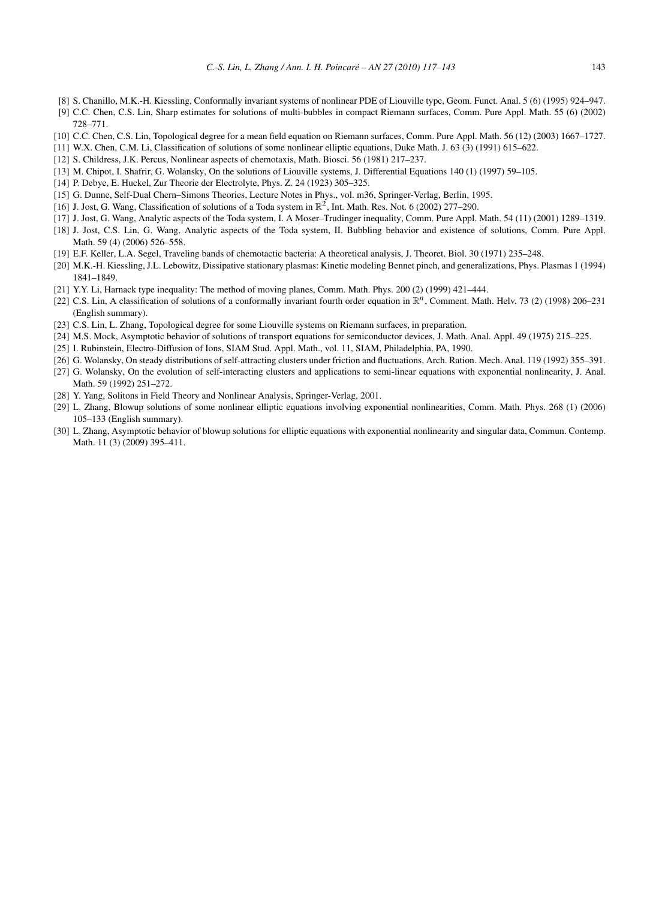[8] S. Chanillo, M.K.-H. Kiessling, Conformally invariant systems of nonlinear PDE of Liouville type, Geom. Funct. Anal. 5 (6) (1995) 924–947.

[9] C.C. Chen, C.S. Lin, Sharp estimates for solutions of multi-bubbles in compact Riemann surfaces, Comm. Pure Appl. Math. 55 (6) (2002) 728–771.

[10] C.C. Chen, C.S. Lin, Topological degree for a mean field equation on Riemann surfaces, Comm. Pure Appl. Math. 56 (12) (2003) 1667–1727.

[11] W.X. Chen, C.M. Li, Classification of solutions of some nonlinear elliptic equations, Duke Math. J. 63 (3) (1991) 615–622.

[12] S. Childress, J.K. Percus, Nonlinear aspects of chemotaxis, Math. Biosci. 56 (1981) 217–237.

[13] M. Chipot, I. Shafrir, G. Wolansky, On the solutions of Liouville systems, J. Differential Equations 140 (1) (1997) 59–105.

[14] P. Debye, E. Huckel, Zur Theorie der Electrolyte, Phys. Z. 24 (1923) 305–325.

[15] G. Dunne, Self-Dual Chern–Simons Theories, Lecture Notes in Phys., vol. m36, Springer-Verlag, Berlin, 1995.

[16] J. Jost, G. Wang, Classification of solutions of a Toda system in $\mathbb{R}^2$, Int. Math. Res. Not. 6 (2002) 277–290.

[17] J. Jost, G. Wang, Analytic aspects of the Toda system, I. A Moser–Trudinger inequality, Comm. Pure Appl. Math. 54 (11) (2001) 1289–1319.

[18] J. Jost, C.S. Lin, G. Wang, Analytic aspects of the Toda system, II. Bubbling behavior and existence of solutions, Comm. Pure Appl. Math. 59 (4) (2006) 526–558.

[19] E.F. Keller, L.A. Segel, Traveling bands of chemotactic bacteria: A theoretical analysis, J. Theoret. Biol. 30 (1971) 235–248.

[20] M.K.-H. Kiessling, J.L. Lebowitz, Dissipative stationary plasmas: Kinetic modeling Bennet pinch, and generalizations, Phys. Plasmas 1 (1994) 1841–1849.

[21] Y.Y. Li, Harnack type inequality: The method of moving planes, Comm. Math. Phys. 200 (2) (1999) 421–444.

[22] C.S. Lin, A classification of solutions of a conformally invariant fourth order equation in $\mathbb{R}^n$, Comment. Math. Helv. 73 (2) (1998) 206–231 (English summary).

[23] C.S. Lin, L. Zhang, Topological degree for some Liouville systems on Riemann surfaces, in preparation.

[24] M.S. Mock, Asymptotic behavior of solutions of transport equations for semiconductor devices, J. Math. Anal. Appl. 49 (1975) 215–225.

[25] I. Rubinstein, Electro-Diffusion of Ions, SIAM Stud. Appl. Math., vol. 11, SIAM, Philadelphia, PA, 1990.

[26] G. Wolansky, On steady distributions of self-attracting clusters under friction and fluctuations, Arch. Ration. Mech. Anal. 119 (1992) 355–391.

[27] G. Wolansky, On the evolution of self-interacting clusters and applications to semi-linear equations with exponential nonlinearity, J. Anal. Math. 59 (1992) 251–272.

[28] Y. Yang, Solitons in Field Theory and Nonlinear Analysis, Springer-Verlag, 2001.

[29] L. Zhang, Blowup solutions of some nonlinear elliptic equations involving exponential nonlinearities, Comm. Math. Phys. 268 (1) (2006) 105–133 (English summary).

[30] L. Zhang, Asymptotic behavior of blowup solutions for elliptic equations with exponential nonlinearity and singular data, Commun. Contemp. Math. 11 (3) (2009) 395–411.